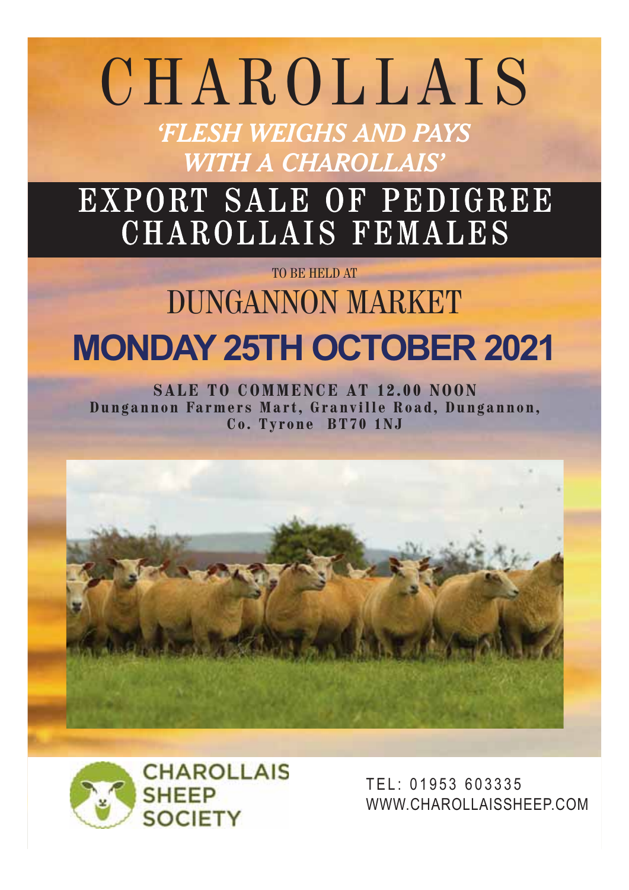# CHAROLLAIS

*'FLESH WEIGHS AND PAYS WITH A CHAROLLAIS'*

## EXPORT SALE OF PEDIGREE CHAROLLAIS FEMALES

TO BE HELD AT

## DUNGANNON MARKET

# MONDAY 25TH OCTOBER 2021

**SALE TO COMMENCE AT 12.00 NOON**
**Dungannon Farmers Mart, Granville Road, Dungannon, Co. Tyrone BT70 1NJ**

CHAROLLAIS SHEEP SOCIETY

TEL: 01953 603335
WWW.CHAROLLAISSHEEP.COM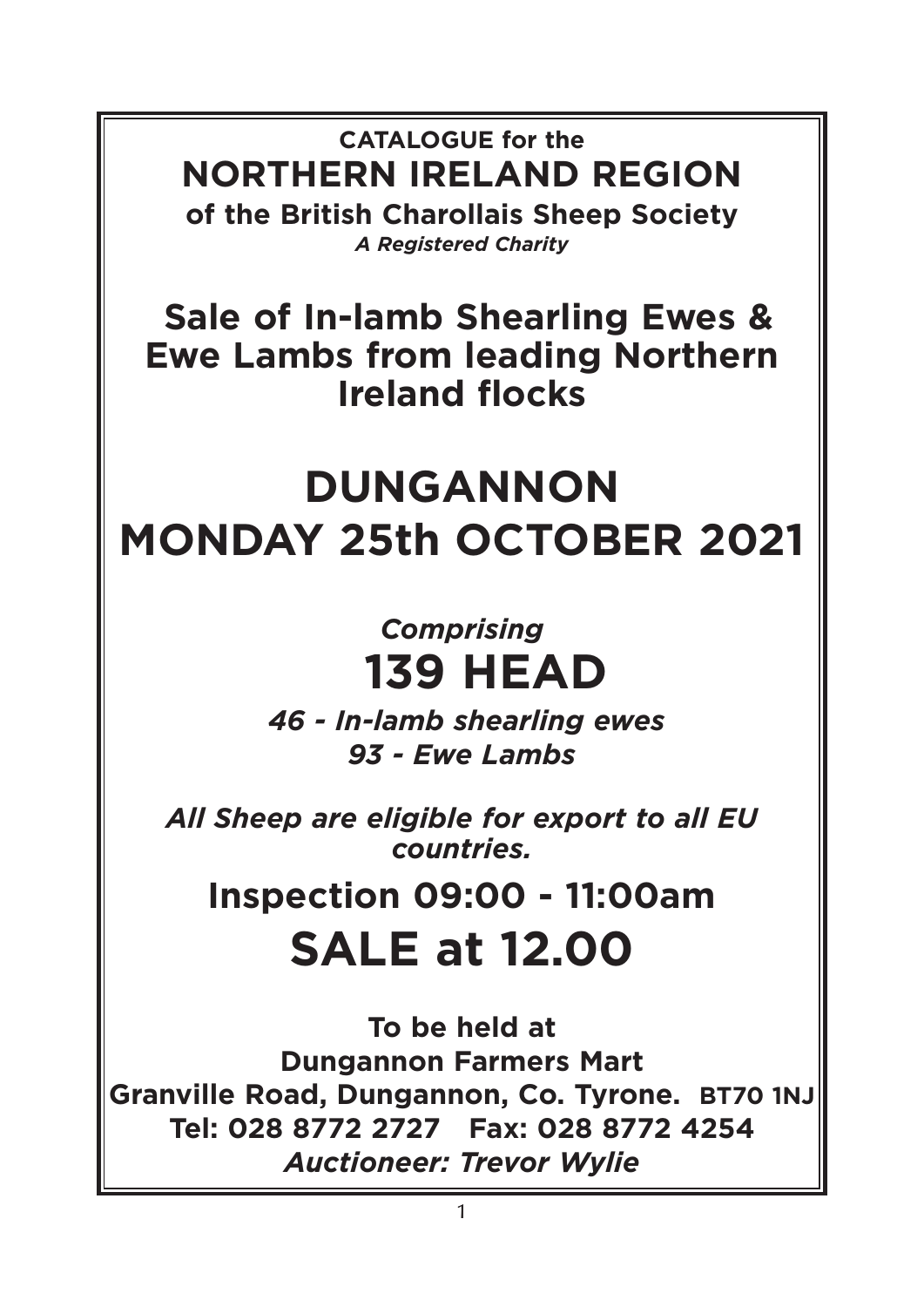**CATALOGUE for the**

# NORTHERN IRELAND REGION

**of the British Charollais Sheep Society**

***A Registered Charity***

## Sale of In-lamb Shearling Ewes & Ewe Lambs from leading Northern Ireland flocks

# DUNGANNON
# MONDAY 25th OCTOBER 2021

***Comprising***

# 139 HEAD

***46 - In-lamb shearling ewes***
***93 - Ewe Lambs***

***All Sheep are eligible for export to all EU countries.***

## Inspection 09:00 - 11:00am

# SALE at 12.00

**To be held at**
**Dungannon Farmers Mart**
**Granville Road, Dungannon, Co. Tyrone. BT70 1NJ**
**Tel: 028 8772 2727 Fax: 028 8772 4254**
***Auctioneer: Trevor Wylie***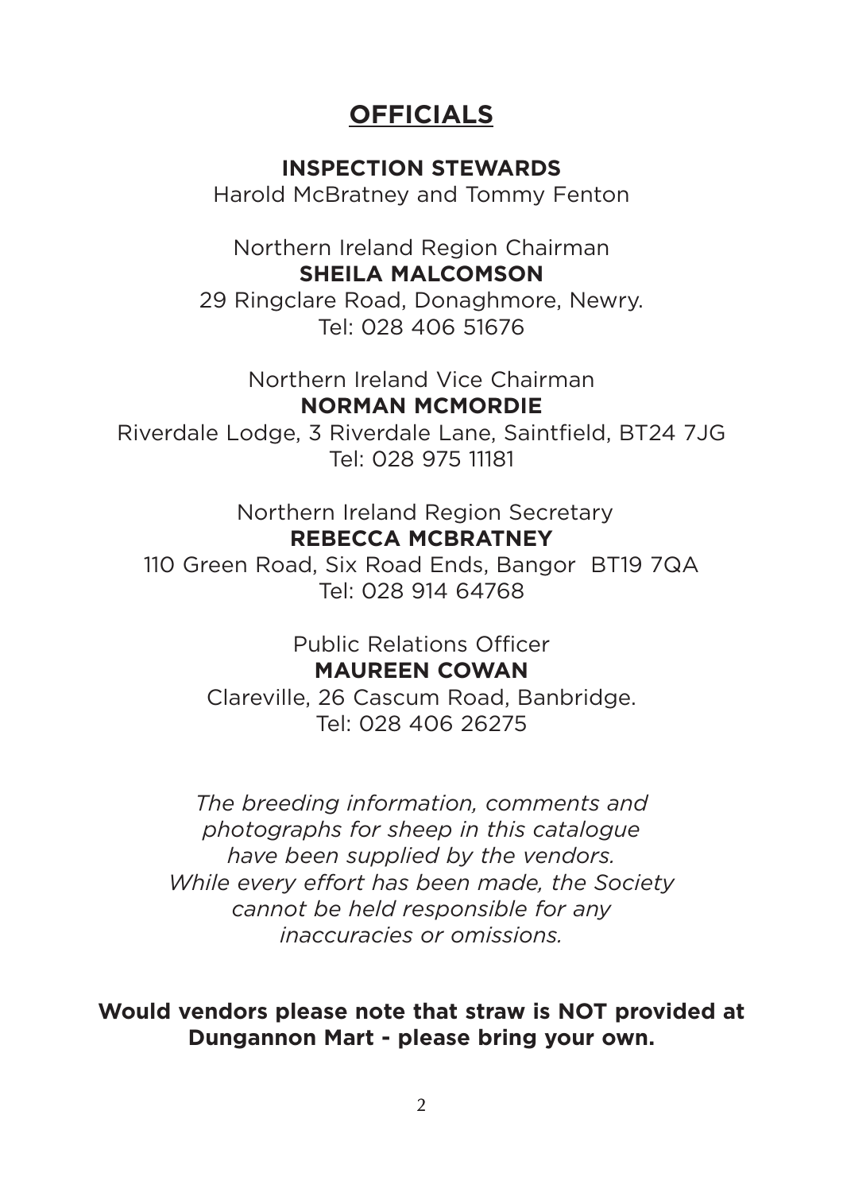# OFFICIALS

**INSPECTION STEWARDS**

Harold McBratney and Tommy Fenton

Northern Ireland Region Chairman
**SHEILA MALCOMSON**
29 Ringclare Road, Donaghmore, Newry.
Tel: 028 406 51676

Northern Ireland Vice Chairman
**NORMAN MCMORDIE**
Riverdale Lodge, 3 Riverdale Lane, Saintfield, BT24 7JG
Tel: 028 975 11181

Northern Ireland Region Secretary
**REBECCA MCBRATNEY**
110 Green Road, Six Road Ends, Bangor BT19 7QA
Tel: 028 914 64768

Public Relations Officer
**MAUREEN COWAN**
Clareville, 26 Cascum Road, Banbridge.
Tel: 028 406 26275

*The breeding information, comments and photographs for sheep in this catalogue have been supplied by the vendors. While every effort has been made, the Society cannot be held responsible for any inaccuracies or omissions.*

**Would vendors please note that straw is NOT provided at Dungannon Mart - please bring your own.**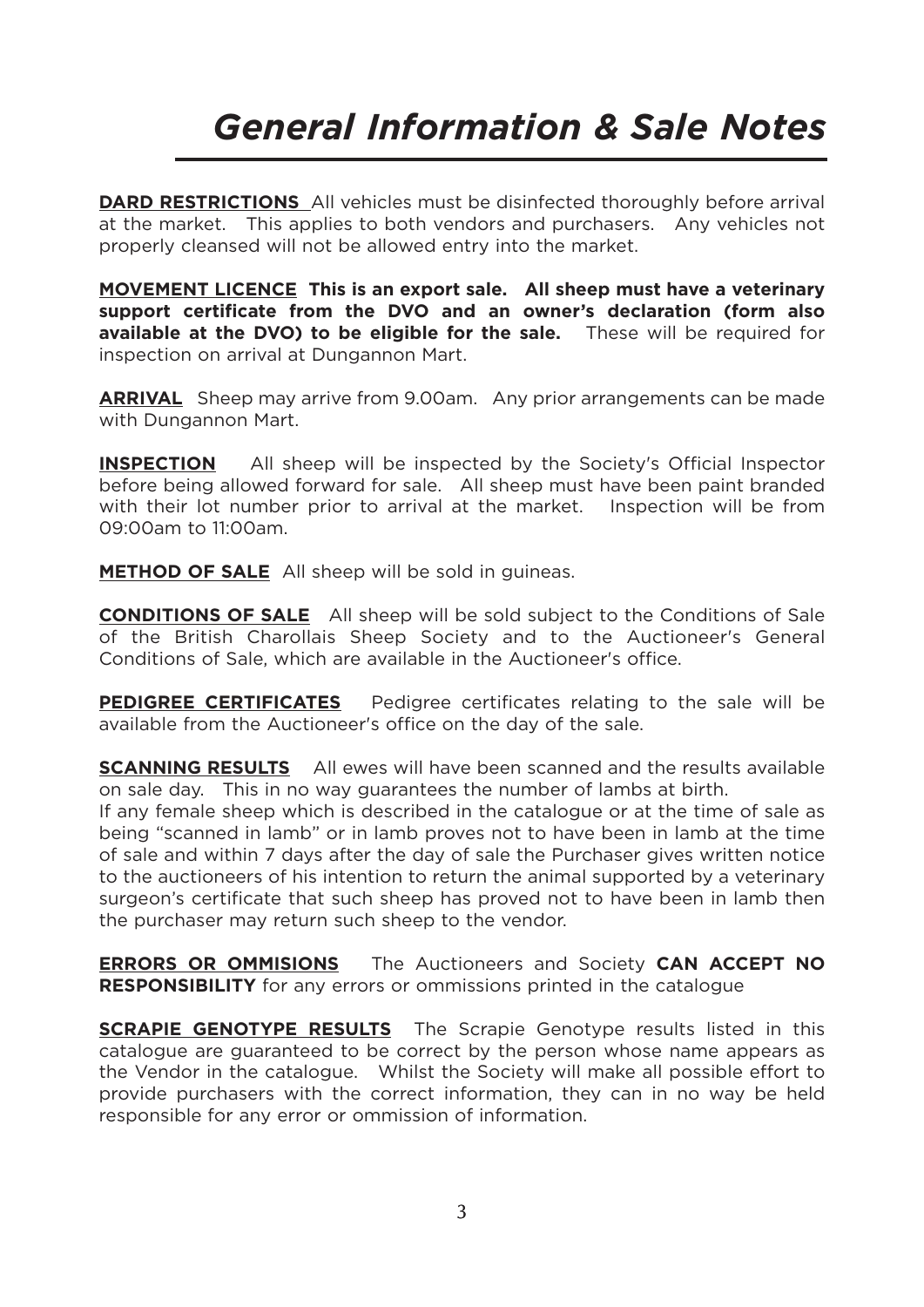# *General Information & Sale Notes*

**DARD RESTRICTIONS** All vehicles must be disinfected thoroughly before arrival at the market. This applies to both vendors and purchasers. Any vehicles not properly cleansed will not be allowed entry into the market.

**MOVEMENT LICENCE** **This is an export sale. All sheep must have a veterinary support certificate from the DVO and an owner's declaration (form also available at the DVO) to be eligible for the sale.** These will be required for inspection on arrival at Dungannon Mart.

**ARRIVAL** Sheep may arrive from 9.00am. Any prior arrangements can be made with Dungannon Mart.

**INSPECTION** All sheep will be inspected by the Society's Official Inspector before being allowed forward for sale. All sheep must have been paint branded with their lot number prior to arrival at the market. Inspection will be from 09:00am to 11:00am.

**METHOD OF SALE** All sheep will be sold in guineas.

**CONDITIONS OF SALE** All sheep will be sold subject to the Conditions of Sale of the British Charollais Sheep Society and to the Auctioneer's General Conditions of Sale, which are available in the Auctioneer's office.

**PEDIGREE CERTIFICATES** Pedigree certificates relating to the sale will be available from the Auctioneer's office on the day of the sale.

**SCANNING RESULTS** All ewes will have been scanned and the results available on sale day. This in no way guarantees the number of lambs at birth.
If any female sheep which is described in the catalogue or at the time of sale as being "scanned in lamb" or in lamb proves not to have been in lamb at the time of sale and within 7 days after the day of sale the Purchaser gives written notice to the auctioneers of his intention to return the animal supported by a veterinary surgeon's certificate that such sheep has proved not to have been in lamb then the purchaser may return such sheep to the vendor.

**ERRORS OR OMMISIONS** The Auctioneers and Society **CAN ACCEPT NO RESPONSIBILITY** for any errors or ommissions printed in the catalogue

**SCRAPIE GENOTYPE RESULTS** The Scrapie Genotype results listed in this catalogue are guaranteed to be correct by the person whose name appears as the Vendor in the catalogue. Whilst the Society will make all possible effort to provide purchasers with the correct information, they can in no way be held responsible for any error or ommission of information.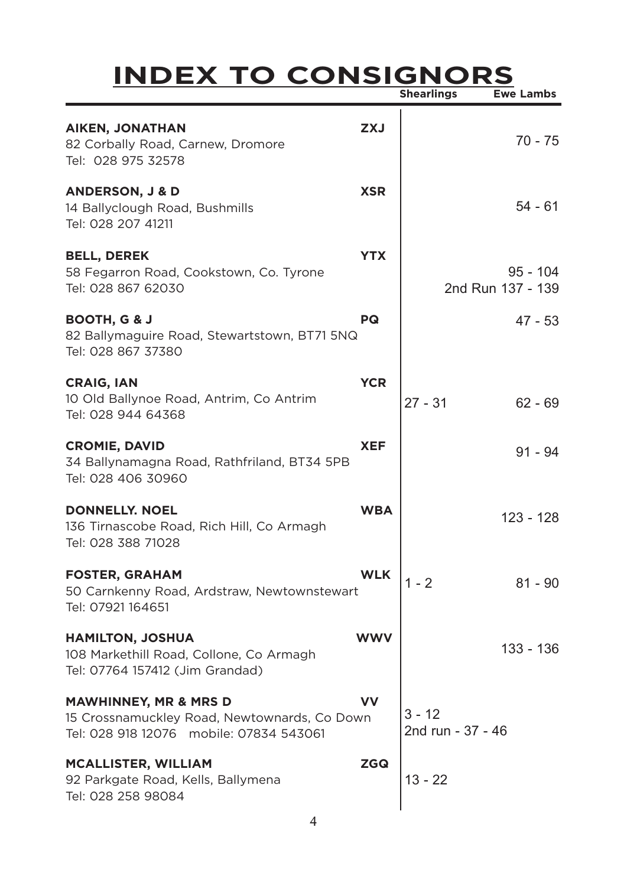# INDEX TO CONSIGNORS

| Consignor | Code | Shearlings | Ewe Lambs |
|---|---|---|---|
| **AIKEN, JONATHAN**<br>82 Corbally Road, Carnew, Dromore<br>Tel: 028 975 32578 | **ZXJ** | | 70 - 75 |
| **ANDERSON, J & D**<br>14 Ballyclough Road, Bushmills<br>Tel: 028 207 41211 | **XSR** | | 54 - 61 |
| **BELL, DEREK**<br>58 Fegarron Road, Cookstown, Co. Tyrone<br>Tel: 028 867 62030 | **YTX** | | 95 - 104<br>2nd Run 137 - 139 |
| **BOOTH, G & J**<br>82 Ballymaguire Road, Stewartstown, BT71 5NQ<br>Tel: 028 867 37380 | **PQ** | | 47 - 53 |
| **CRAIG, IAN**<br>10 Old Ballynoe Road, Antrim, Co Antrim<br>Tel: 028 944 64368 | **YCR** | 27 - 31 | 62 - 69 |
| **CROMIE, DAVID**<br>34 Ballynamagna Road, Rathfriland, BT34 5PB<br>Tel: 028 406 30960 | **XEF** | | 91 - 94 |
| **DONNELLY. NOEL**<br>136 Tirnascobe Road, Rich Hill, Co Armagh<br>Tel: 028 388 71028 | **WBA** | | 123 - 128 |
| **FOSTER, GRAHAM**<br>50 Carnkenny Road, Ardstraw, Newtownstewart<br>Tel: 07921 164651 | **WLK** | 1 - 2 | 81 - 90 |
| **HAMILTON, JOSHUA**<br>108 Markethill Road, Collone, Co Armagh<br>Tel: 07764 157412 (Jim Grandad) | **WWV** | | 133 - 136 |
| **MAWHINNEY, MR & MRS D**<br>15 Crossnamuckley Road, Newtownards, Co Down<br>Tel: 028 918 12076 mobile: 07834 543061 | **VV** | 3 - 12<br>2nd run - 37 - 46 | |
| **MCALLISTER, WILLIAM**<br>92 Parkgate Road, Kells, Ballymena<br>Tel: 028 258 98084 | **ZGQ** | 13 - 22 | |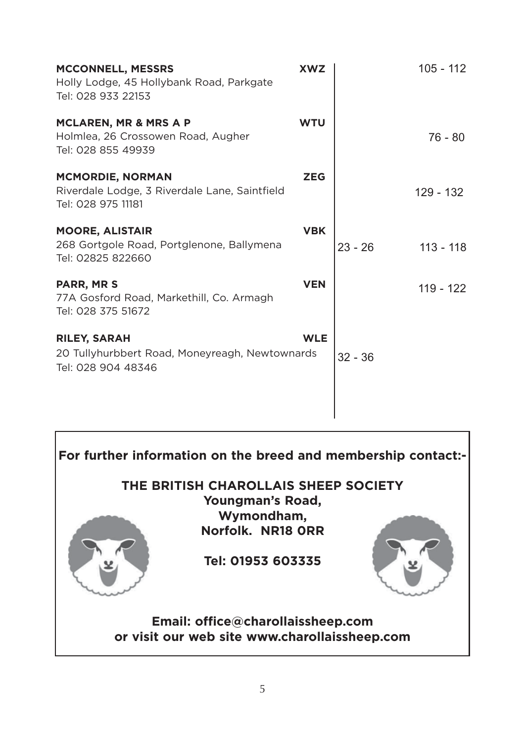| Breeder | Flock Prefix | | |
|---|---|---|---|
| **MCCONNELL, MESSRS**<br>Holly Lodge, 45 Hollybank Road, Parkgate<br>Tel: 028 933 22153 | **XWZ** | | 105 - 112 |
| **MCLAREN, MR & MRS A P**<br>Holmlea, 26 Crossowen Road, Augher<br>Tel: 028 855 49939 | **WTU** | | 76 - 80 |
| **MCMORDIE, NORMAN**<br>Riverdale Lodge, 3 Riverdale Lane, Saintfield<br>Tel: 028 975 11181 | **ZEG** | | 129 - 132 |
| **MOORE, ALISTAIR**<br>268 Gortgole Road, Portglenone, Ballymena<br>Tel: 02825 822660 | **VBK** | 23 - 26 | 113 - 118 |
| **PARR, MR S**<br>77A Gosford Road, Markethill, Co. Armagh<br>Tel: 028 375 51672 | **VEN** | | 119 - 122 |
| **RILEY, SARAH**<br>20 Tullyhurbbert Road, Moneyreagh, Newtownards<br>Tel: 028 904 48346 | **WLE** | 32 - 36 | |

**For further information on the breed and membership contact:-**

**THE BRITISH CHAROLLAIS SHEEP SOCIETY**
**Youngman's Road,**
**Wymondham,**
**Norfolk. NR18 0RR**

**Tel: 01953 603335**

**Email: office@charollaissheep.com**
**or visit our web site www.charollaissheep.com**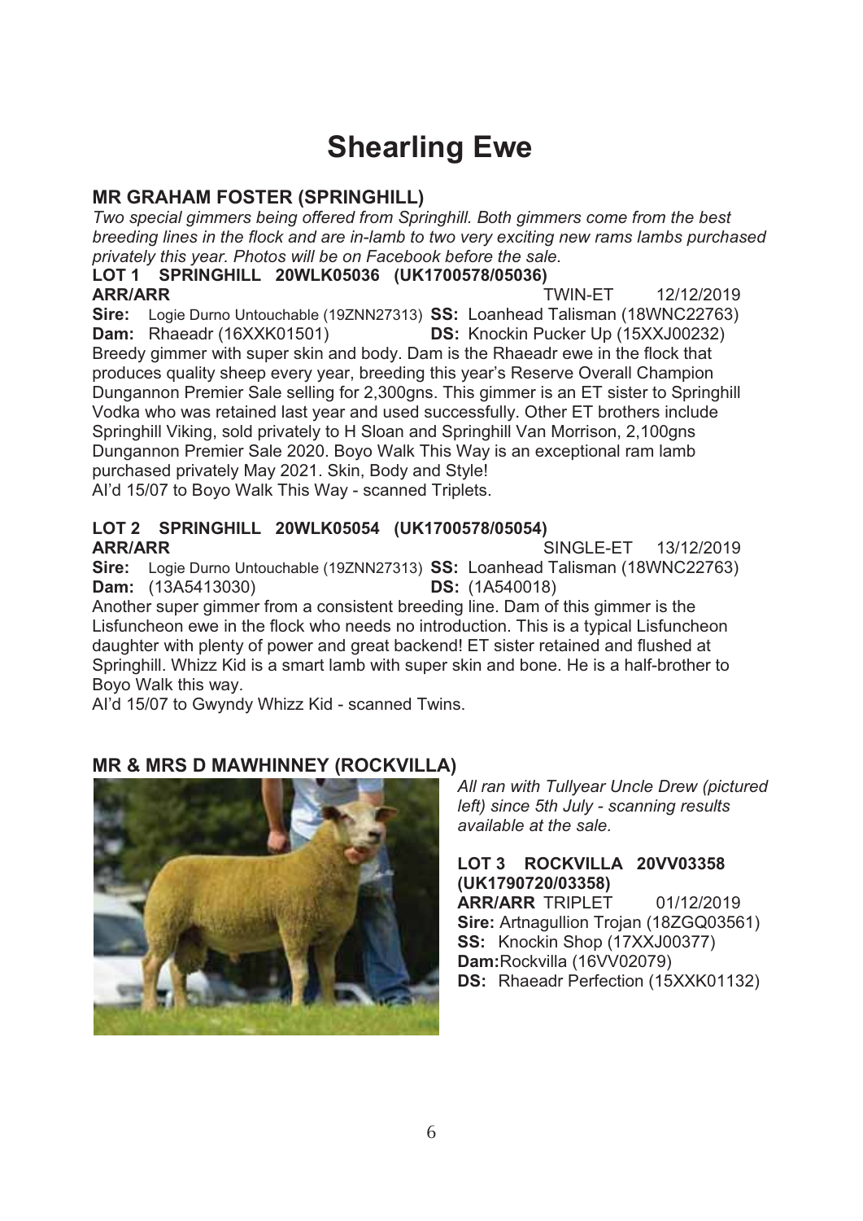# Shearling Ewe

## MR GRAHAM FOSTER (SPRINGHILL)

*Two special gimmers being offered from Springhill. Both gimmers come from the best breeding lines in the flock and are in-lamb to two very exciting new rams lambs purchased privately this year. Photos will be on Facebook before the sale.*

### LOT 1 SPRINGHILL 20WLK05036 (UK1700578/05036)

**ARR/ARR** TWIN-ET 12/12/2019

**Sire:** Logie Durno Untouchable (19ZNN27313) **SS:** Loanhead Talisman (18WNC22763)
**Dam:** Rhaeadr (16XXK01501) **DS:** Knockin Pucker Up (15XXJ00232)

Breedy gimmer with super skin and body. Dam is the Rhaeadr ewe in the flock that produces quality sheep every year, breeding this year's Reserve Overall Champion Dungannon Premier Sale selling for 2,300gns. This gimmer is an ET sister to Springhill Vodka who was retained last year and used successfully. Other ET brothers include Springhill Viking, sold privately to H Sloan and Springhill Van Morrison, 2,100gns Dungannon Premier Sale 2020. Boyo Walk This Way is an exceptional ram lamb purchased privately May 2021. Skin, Body and Style!

AI'd 15/07 to Boyo Walk This Way - scanned Triplets.

### LOT 2 SPRINGHILL 20WLK05054 (UK1700578/05054)

**ARR/ARR** SINGLE-ET 13/12/2019

**Sire:** Logie Durno Untouchable (19ZNN27313) **SS:** Loanhead Talisman (18WNC22763)
**Dam:** (13A5413030) **DS:** (1A540018)

Another super gimmer from a consistent breeding line. Dam of this gimmer is the Lisfuncheon ewe in the flock who needs no introduction. This is a typical Lisfuncheon daughter with plenty of power and great backend! ET sister retained and flushed at Springhill. Whizz Kid is a smart lamb with super skin and bone. He is a half-brother to Boyo Walk this way.

AI'd 15/07 to Gwyndy Whizz Kid - scanned Twins.

## MR & MRS D MAWHINNEY (ROCKVILLA)

*All ran with Tullyear Uncle Drew (pictured left) since 5th July - scanning results available at the sale.*

### LOT 3 ROCKVILLA 20VV03358 (UK1790720/03358)

**ARR/ARR** TRIPLET 01/12/2019

**Sire:** Artnagullion Trojan (18ZGQ03561)
**SS:** Knockin Shop (17XXJ00377)
**Dam:** Rockvilla (16VV02079)
**DS:** Rhaeadr Perfection (15XXK01132)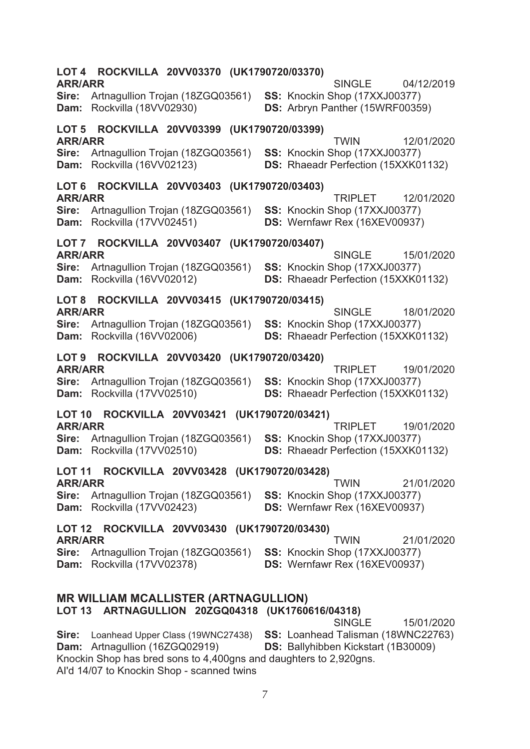**LOT 4 ROCKVILLA 20VV03370 (UK1790720/03370)**
**ARR/ARR** SINGLE 04/12/2019
**Sire:** Artnagullion Trojan (18ZGQ03561) **SS:** Knockin Shop (17XXJ00377)
**Dam:** Rockvilla (18VV02930) **DS:** Arbryn Panther (15WRF00359)

**LOT 5 ROCKVILLA 20VV03399 (UK1790720/03399)**
**ARR/ARR** TWIN 12/01/2020
**Sire:** Artnagullion Trojan (18ZGQ03561) **SS:** Knockin Shop (17XXJ00377)
**Dam:** Rockvilla (16VV02123) **DS:** Rhaeadr Perfection (15XXK01132)

**LOT 6 ROCKVILLA 20VV03403 (UK1790720/03403)**
**ARR/ARR** TRIPLET 12/01/2020
**Sire:** Artnagullion Trojan (18ZGQ03561) **SS:** Knockin Shop (17XXJ00377)
**Dam:** Rockvilla (17VV02451) **DS:** Wernfawr Rex (16XEV00937)

**LOT 7 ROCKVILLA 20VV03407 (UK1790720/03407)**
**ARR/ARR** SINGLE 15/01/2020
**Sire:** Artnagullion Trojan (18ZGQ03561) **SS:** Knockin Shop (17XXJ00377)
**Dam:** Rockvilla (16VV02012) **DS:** Rhaeadr Perfection (15XXK01132)

**LOT 8 ROCKVILLA 20VV03415 (UK1790720/03415)**
**ARR/ARR** SINGLE 18/01/2020
**Sire:** Artnagullion Trojan (18ZGQ03561) **SS:** Knockin Shop (17XXJ00377)
**Dam:** Rockvilla (16VV02006) **DS:** Rhaeadr Perfection (15XXK01132)

**LOT 9 ROCKVILLA 20VV03420 (UK1790720/03420)**
**ARR/ARR** TRIPLET 19/01/2020
**Sire:** Artnagullion Trojan (18ZGQ03561) **SS:** Knockin Shop (17XXJ00377)
**Dam:** Rockvilla (17VV02510) **DS:** Rhaeadr Perfection (15XXK01132)

**LOT 10 ROCKVILLA 20VV03421 (UK1790720/03421)**
**ARR/ARR** TRIPLET 19/01/2020
**Sire:** Artnagullion Trojan (18ZGQ03561) **SS:** Knockin Shop (17XXJ00377)
**Dam:** Rockvilla (17VV02510) **DS:** Rhaeadr Perfection (15XXK01132)

**LOT 11 ROCKVILLA 20VV03428 (UK1790720/03428)**
**ARR/ARR** TWIN 21/01/2020
**Sire:** Artnagullion Trojan (18ZGQ03561) **SS:** Knockin Shop (17XXJ00377)
**Dam:** Rockvilla (17VV02423) **DS:** Wernfawr Rex (16XEV00937)

**LOT 12 ROCKVILLA 20VV03430 (UK1790720/03430)**
**ARR/ARR** TWIN 21/01/2020
**Sire:** Artnagullion Trojan (18ZGQ03561) **SS:** Knockin Shop (17XXJ00377)
**Dam:** Rockvilla (17VV02378) **DS:** Wernfawr Rex (16XEV00937)

## MR WILLIAM MCALLISTER (ARTNAGULLION)

**LOT 13 ARTNAGULLION 20ZGQ04318 (UK1760616/04318)**
SINGLE 15/01/2020
**Sire:** Loanhead Upper Class (19WNC27438) **SS:** Loanhead Talisman (18WNC22763)
**Dam:** Artnagullion (16ZGQ02919) **DS:** Ballyhibben Kickstart (1B30009)
Knockin Shop has bred sons to 4,400gns and daughters to 2,920gns.
AI'd 14/07 to Knockin Shop - scanned twins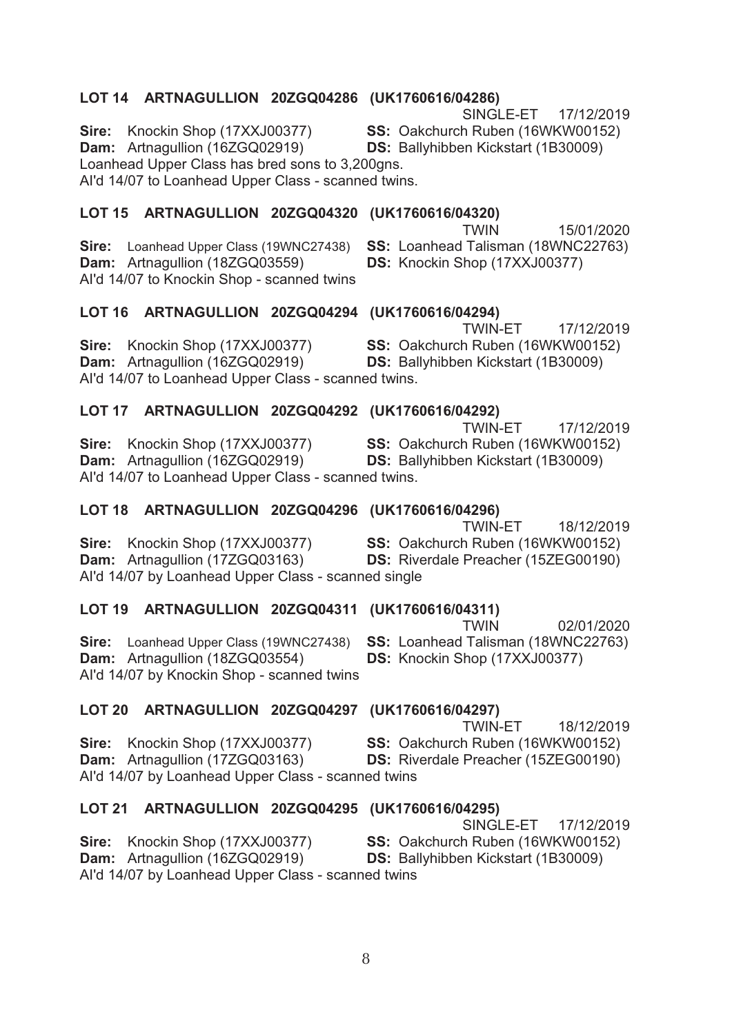**LOT 14 ARTNAGULLION 20ZGQ04286 (UK1760616/04286)**

SINGLE-ET 17/12/2019

**Sire:** Knockin Shop (17XXJ00377) **SS:** Oakchurch Ruben (16WKW00152)
**Dam:** Artnagullion (16ZGQ02919) **DS:** Ballyhibben Kickstart (1B30009)
Loanhead Upper Class has bred sons to 3,200gns.
AI'd 14/07 to Loanhead Upper Class - scanned twins.

**LOT 15 ARTNAGULLION 20ZGQ04320 (UK1760616/04320)**

TWIN 15/01/2020

**Sire:** Loanhead Upper Class (19WNC27438) **SS:** Loanhead Talisman (18WNC22763)
**Dam:** Artnagullion (18ZGQ03559) **DS:** Knockin Shop (17XXJ00377)
AI'd 14/07 to Knockin Shop - scanned twins

**LOT 16 ARTNAGULLION 20ZGQ04294 (UK1760616/04294)**

TWIN-ET 17/12/2019

**Sire:** Knockin Shop (17XXJ00377) **SS:** Oakchurch Ruben (16WKW00152)
**Dam:** Artnagullion (16ZGQ02919) **DS:** Ballyhibben Kickstart (1B30009)
AI'd 14/07 to Loanhead Upper Class - scanned twins.

**LOT 17 ARTNAGULLION 20ZGQ04292 (UK1760616/04292)**

TWIN-ET 17/12/2019

**Sire:** Knockin Shop (17XXJ00377) **SS:** Oakchurch Ruben (16WKW00152)
**Dam:** Artnagullion (16ZGQ02919) **DS:** Ballyhibben Kickstart (1B30009)
AI'd 14/07 to Loanhead Upper Class - scanned twins.

**LOT 18 ARTNAGULLION 20ZGQ04296 (UK1760616/04296)**

TWIN-ET 18/12/2019

**Sire:** Knockin Shop (17XXJ00377) **SS:** Oakchurch Ruben (16WKW00152)
**Dam:** Artnagullion (17ZGQ03163) **DS:** Riverdale Preacher (15ZEG00190)
AI'd 14/07 by Loanhead Upper Class - scanned single

**LOT 19 ARTNAGULLION 20ZGQ04311 (UK1760616/04311)**

TWIN 02/01/2020

**Sire:** Loanhead Upper Class (19WNC27438) **SS:** Loanhead Talisman (18WNC22763)
**Dam:** Artnagullion (18ZGQ03554) **DS:** Knockin Shop (17XXJ00377)
AI'd 14/07 by Knockin Shop - scanned twins

**LOT 20 ARTNAGULLION 20ZGQ04297 (UK1760616/04297)**

TWIN-ET 18/12/2019

**Sire:** Knockin Shop (17XXJ00377) **SS:** Oakchurch Ruben (16WKW00152)
**Dam:** Artnagullion (17ZGQ03163) **DS:** Riverdale Preacher (15ZEG00190)
AI'd 14/07 by Loanhead Upper Class - scanned twins

**LOT 21 ARTNAGULLION 20ZGQ04295 (UK1760616/04295)**

SINGLE-ET 17/12/2019

**Sire:** Knockin Shop (17XXJ00377) **SS:** Oakchurch Ruben (16WKW00152)
**Dam:** Artnagullion (16ZGQ02919) **DS:** Ballyhibben Kickstart (1B30009)
AI'd 14/07 by Loanhead Upper Class - scanned twins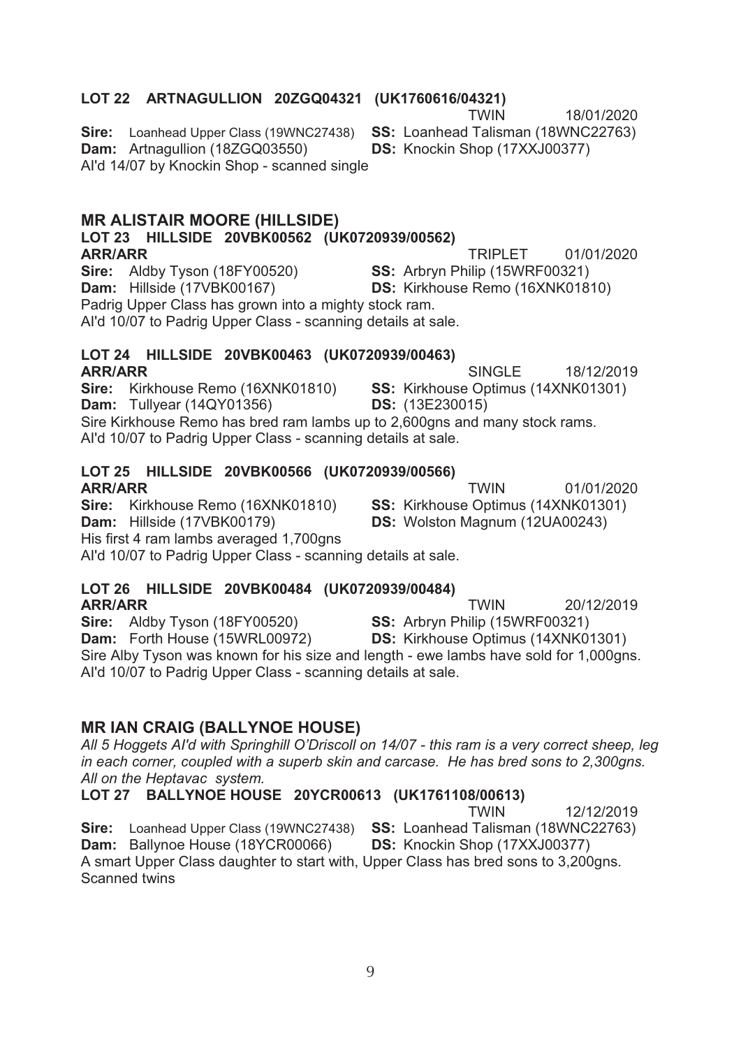### LOT 22 ARTNAGULLION 20ZGQ04321 (UK1760616/04321)

TWIN 18/01/2020

**Sire:** Loanhead Upper Class (19WNC27438) **SS:** Loanhead Talisman (18WNC22763)
**Dam:** Artnagullion (18ZGQ03550) **DS:** Knockin Shop (17XXJ00377)
AI'd 14/07 by Knockin Shop - scanned single

## MR ALISTAIR MOORE (HILLSIDE)

### LOT 23 HILLSIDE 20VBK00562 (UK0720939/00562)

**ARR/ARR** TRIPLET 01/01/2020

**Sire:** Aldby Tyson (18FY00520) **SS:** Arbryn Philip (15WRF00321)
**Dam:** Hillside (17VBK00167) **DS:** Kirkhouse Remo (16XNK01810)
Padrig Upper Class has grown into a mighty stock ram.
AI'd 10/07 to Padrig Upper Class - scanning details at sale.

### LOT 24 HILLSIDE 20VBK00463 (UK0720939/00463)

**ARR/ARR** SINGLE 18/12/2019

**Sire:** Kirkhouse Remo (16XNK01810) **SS:** Kirkhouse Optimus (14XNK01301)
**Dam:** Tullyear (14QY01356) **DS:** (13E230015)
Sire Kirkhouse Remo has bred ram lambs up to 2,600gns and many stock rams.
AI'd 10/07 to Padrig Upper Class - scanning details at sale.

### LOT 25 HILLSIDE 20VBK00566 (UK0720939/00566)

**ARR/ARR** TWIN 01/01/2020

**Sire:** Kirkhouse Remo (16XNK01810) **SS:** Kirkhouse Optimus (14XNK01301)
**Dam:** Hillside (17VBK00179) **DS:** Wolston Magnum (12UA00243)
His first 4 ram lambs averaged 1,700gns
AI'd 10/07 to Padrig Upper Class - scanning details at sale.

### LOT 26 HILLSIDE 20VBK00484 (UK0720939/00484)

**ARR/ARR** TWIN 20/12/2019

**Sire:** Aldby Tyson (18FY00520) **SS:** Arbryn Philip (15WRF00321)
**Dam:** Forth House (15WRL00972) **DS:** Kirkhouse Optimus (14XNK01301)
Sire Alby Tyson was known for his size and length - ewe lambs have sold for 1,000gns.
AI'd 10/07 to Padrig Upper Class - scanning details at sale.

## MR IAN CRAIG (BALLYNOE HOUSE)

*All 5 Hoggets AI'd with Springhill O'Driscoll on 14/07 - this ram is a very correct sheep, leg in each corner, coupled with a superb skin and carcase. He has bred sons to 2,300gns. All on the Heptavac system.*

### LOT 27 BALLYNOE HOUSE 20YCR00613 (UK1761108/00613)

TWIN 12/12/2019

**Sire:** Loanhead Upper Class (19WNC27438) **SS:** Loanhead Talisman (18WNC22763)
**Dam:** Ballynoe House (18YCR00066) **DS:** Knockin Shop (17XXJ00377)
A smart Upper Class daughter to start with, Upper Class has bred sons to 3,200gns.
Scanned twins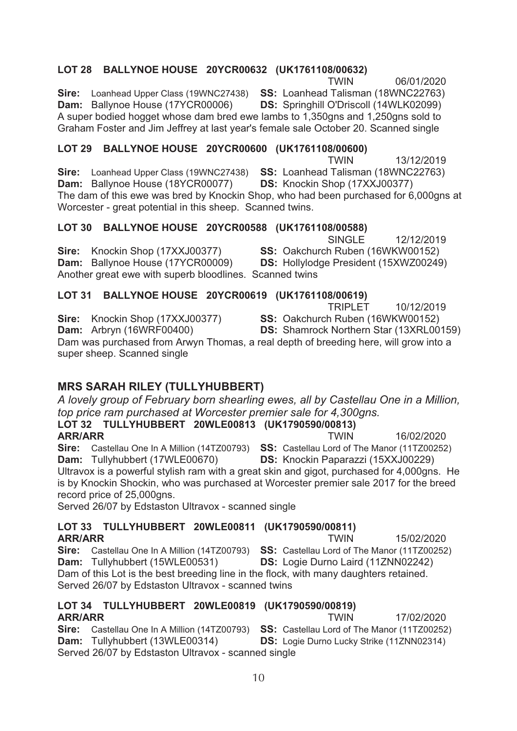### LOT 28 BALLYNOE HOUSE 20YCR00632 (UK1761108/00632)

TWIN 06/01/2020

**Sire:** Loanhead Upper Class (19WNC27438) **SS:** Loanhead Talisman (18WNC22763)
**Dam:** Ballynoe House (17YCR00006) **DS:** Springhill O'Driscoll (14WLK02099)

A super bodied hogget whose dam bred ewe lambs to 1,350gns and 1,250gns sold to Graham Foster and Jim Jeffrey at last year's female sale October 20. Scanned single

### LOT 29 BALLYNOE HOUSE 20YCR00600 (UK1761108/00600)

TWIN 13/12/2019

**Sire:** Loanhead Upper Class (19WNC27438) **SS:** Loanhead Talisman (18WNC22763)
**Dam:** Ballynoe House (18YCR00077) **DS:** Knockin Shop (17XXJ00377)

The dam of this ewe was bred by Knockin Shop, who had been purchased for 6,000gns at Worcester - great potential in this sheep. Scanned twins.

### LOT 30 BALLYNOE HOUSE 20YCR00588 (UK1761108/00588)

SINGLE 12/12/2019

**Sire:** Knockin Shop (17XXJ00377) **SS:** Oakchurch Ruben (16WKW00152)
**Dam:** Ballynoe House (17YCR00009) **DS:** Hollylodge President (15XWZ00249)

Another great ewe with superb bloodlines. Scanned twins

### LOT 31 BALLYNOE HOUSE 20YCR00619 (UK1761108/00619)

TRIPLET 10/12/2019

**Sire:** Knockin Shop (17XXJ00377) **SS:** Oakchurch Ruben (16WKW00152)
**Dam:** Arbryn (16WRF00400) **DS:** Shamrock Northern Star (13XRL00159)

Dam was purchased from Arwyn Thomas, a real depth of breeding here, will grow into a super sheep. Scanned single

## MRS SARAH RILEY (TULLYHUBBERT)

*A lovely group of February born shearling ewes, all by Castellau One in a Million, top price ram purchased at Worcester premier sale for 4,300gns.*

### LOT 32 TULLYHUBBERT 20WLE00813 (UK1790590/00813)

**ARR/ARR** TWIN 16/02/2020

**Sire:** Castellau One In A Million (14TZ00793) **SS:** Castellau Lord of The Manor (11TZ00252)
**Dam:** Tullyhubbert (17WLE00670) **DS:** Knockin Paparazzi (15XXJ00229)

Ultravox is a powerful stylish ram with a great skin and gigot, purchased for 4,000gns. He is by Knockin Shockin, who was purchased at Worcester premier sale 2017 for the breed record price of 25,000gns.

Served 26/07 by Edstaston Ultravox - scanned single

### LOT 33 TULLYHUBBERT 20WLE00811 (UK1790590/00811)

**ARR/ARR** TWIN 15/02/2020

**Sire:** Castellau One In A Million (14TZ00793) **SS:** Castellau Lord of The Manor (11TZ00252)
**Dam:** Tullyhubbert (15WLE00531) **DS:** Logie Durno Laird (11ZNN02242)

Dam of this Lot is the best breeding line in the flock, with many daughters retained.

Served 26/07 by Edstaston Ultravox - scanned twins

### LOT 34 TULLYHUBBERT 20WLE00819 (UK1790590/00819)

**ARR/ARR** TWIN 17/02/2020

**Sire:** Castellau One In A Million (14TZ00793) **SS:** Castellau Lord of The Manor (11TZ00252)
**Dam:** Tullyhubbert (13WLE00314) **DS:** Logie Durno Lucky Strike (11ZNN02314)

Served 26/07 by Edstaston Ultravox - scanned single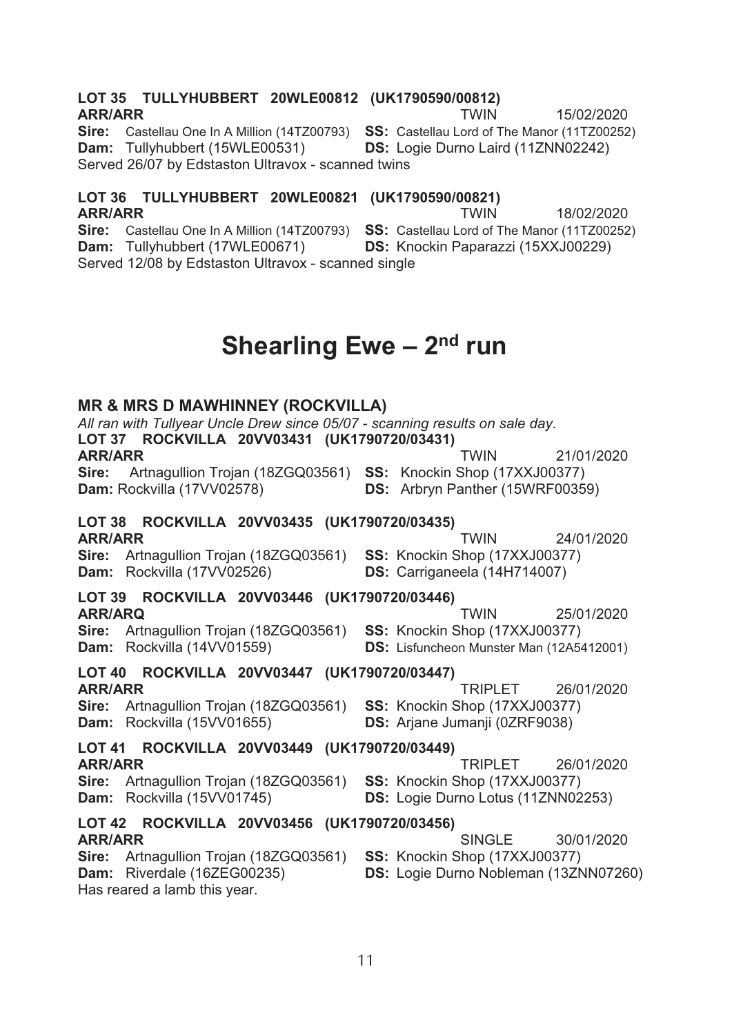**LOT 35 TULLYHUBBERT 20WLE00812 (UK1790590/00812)**
**ARR/ARR** TWIN 15/02/2020
**Sire:** Castellau One In A Million (14TZ00793) **SS:** Castellau Lord of The Manor (11TZ00252)
**Dam:** Tullyhubbert (15WLE00531) **DS:** Logie Durno Laird (11ZNN02242)
Served 26/07 by Edstaston Ultravox - scanned twins

**LOT 36 TULLYHUBBERT 20WLE00821 (UK1790590/00821)**
**ARR/ARR** TWIN 18/02/2020
**Sire:** Castellau One In A Million (14TZ00793) **SS:** Castellau Lord of The Manor (11TZ00252)
**Dam:** Tullyhubbert (17WLE00671) **DS:** Knockin Paparazzi (15XXJ00229)
Served 12/08 by Edstaston Ultravox - scanned single

# Shearling Ewe – 2nd run

### MR & MRS D MAWHINNEY (ROCKVILLA)

*All ran with Tullyear Uncle Drew since 05/07 - scanning results on sale day.*

**LOT 37 ROCKVILLA 20VV03431 (UK1790720/03431)**
**ARR/ARR** TWIN 21/01/2020
**Sire:** Artnagullion Trojan (18ZGQ03561) **SS:** Knockin Shop (17XXJ00377)
**Dam:** Rockvilla (17VV02578) **DS:** Arbryn Panther (15WRF00359)

**LOT 38 ROCKVILLA 20VV03435 (UK1790720/03435)**
**ARR/ARR** TWIN 24/01/2020
**Sire:** Artnagullion Trojan (18ZGQ03561) **SS:** Knockin Shop (17XXJ00377)
**Dam:** Rockvilla (17VV02526) **DS:** Carriganeela (14H714007)

**LOT 39 ROCKVILLA 20VV03446 (UK1790720/03446)**
**ARR/ARQ** TWIN 25/01/2020
**Sire:** Artnagullion Trojan (18ZGQ03561) **SS:** Knockin Shop (17XXJ00377)
**Dam:** Rockvilla (14VV01559) **DS:** Lisfuncheon Munster Man (12A5412001)

**LOT 40 ROCKVILLA 20VV03447 (UK1790720/03447)**
**ARR/ARR** TRIPLET 26/01/2020
**Sire:** Artnagullion Trojan (18ZGQ03561) **SS:** Knockin Shop (17XXJ00377)
**Dam:** Rockvilla (15VV01655) **DS:** Arjane Jumanji (0ZRF9038)

**LOT 41 ROCKVILLA 20VV03449 (UK1790720/03449)**
**ARR/ARR** TRIPLET 26/01/2020
**Sire:** Artnagullion Trojan (18ZGQ03561) **SS:** Knockin Shop (17XXJ00377)
**Dam:** Rockvilla (15VV01745) **DS:** Logie Durno Lotus (11ZNN02253)

**LOT 42 ROCKVILLA 20VV03456 (UK1790720/03456)**
**ARR/ARR** SINGLE 30/01/2020
**Sire:** Artnagullion Trojan (18ZGQ03561) **SS:** Knockin Shop (17XXJ00377)
**Dam:** Riverdale (16ZEG00235) **DS:** Logie Durno Nobleman (13ZNN07260)
Has reared a lamb this year.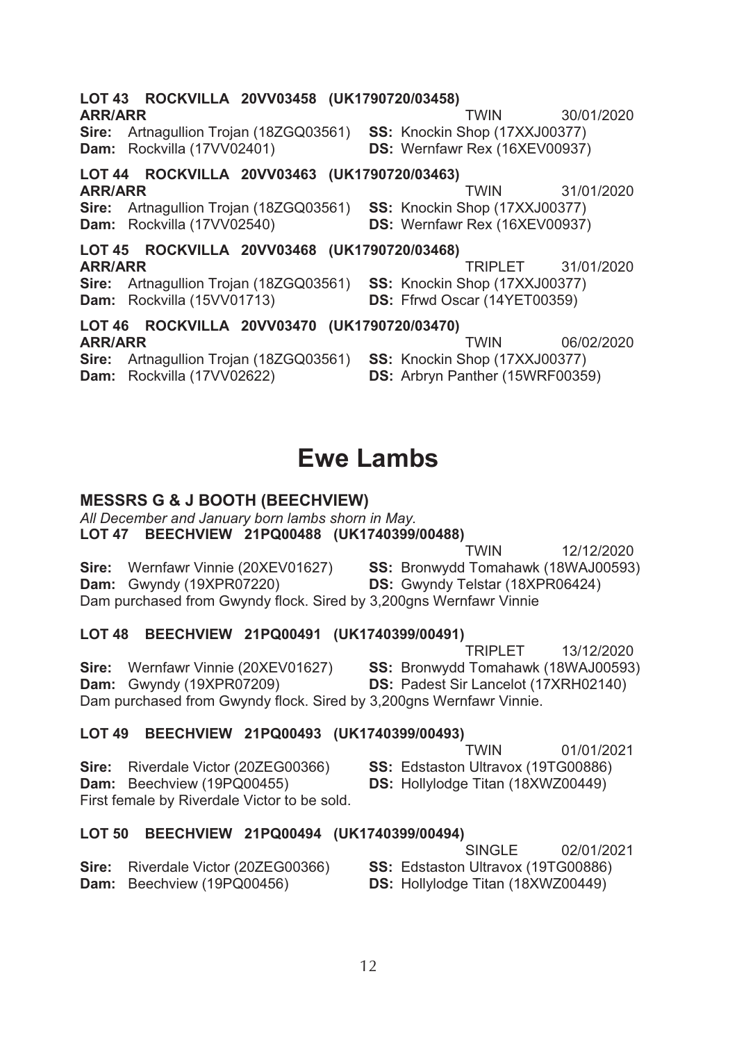**LOT 43 ROCKVILLA 20VV03458 (UK1790720/03458)**
**ARR/ARR** TWIN 30/01/2020
**Sire:** Artnagullion Trojan (18ZGQ03561) **SS:** Knockin Shop (17XXJ00377)
**Dam:** Rockvilla (17VV02401) **DS:** Wernfawr Rex (16XEV00937)

**LOT 44 ROCKVILLA 20VV03463 (UK1790720/03463)**
**ARR/ARR** TWIN 31/01/2020
**Sire:** Artnagullion Trojan (18ZGQ03561) **SS:** Knockin Shop (17XXJ00377)
**Dam:** Rockvilla (17VV02540) **DS:** Wernfawr Rex (16XEV00937)

**LOT 45 ROCKVILLA 20VV03468 (UK1790720/03468)**
**ARR/ARR** TRIPLET 31/01/2020
**Sire:** Artnagullion Trojan (18ZGQ03561) **SS:** Knockin Shop (17XXJ00377)
**Dam:** Rockvilla (15VV01713) **DS:** Ffrwd Oscar (14YET00359)

**LOT 46 ROCKVILLA 20VV03470 (UK1790720/03470)**
**ARR/ARR** TWIN 06/02/2020
**Sire:** Artnagullion Trojan (18ZGQ03561) **SS:** Knockin Shop (17XXJ00377)
**Dam:** Rockvilla (17VV02622) **DS:** Arbryn Panther (15WRF00359)

# Ewe Lambs

## MESSRS G & J BOOTH (BEECHVIEW)

*All December and January born lambs shorn in May.*

**LOT 47 BEECHVIEW 21PQ00488 (UK1740399/00488)**
TWIN 12/12/2020
**Sire:** Wernfawr Vinnie (20XEV01627) **SS:** Bronwydd Tomahawk (18WAJ00593)
**Dam:** Gwyndy (19XPR07220) **DS:** Gwyndy Telstar (18XPR06424)
Dam purchased from Gwyndy flock. Sired by 3,200gns Wernfawr Vinnie

**LOT 48 BEECHVIEW 21PQ00491 (UK1740399/00491)**
TRIPLET 13/12/2020
**Sire:** Wernfawr Vinnie (20XEV01627) **SS:** Bronwydd Tomahawk (18WAJ00593)
**Dam:** Gwyndy (19XPR07209) **DS:** Padest Sir Lancelot (17XRH02140)
Dam purchased from Gwyndy flock. Sired by 3,200gns Wernfawr Vinnie.

**LOT 49 BEECHVIEW 21PQ00493 (UK1740399/00493)**
TWIN 01/01/2021
**Sire:** Riverdale Victor (20ZEG00366) **SS:** Edstaston Ultravox (19TG00886)
**Dam:** Beechview (19PQ00455) **DS:** Hollylodge Titan (18XWZ00449)
First female by Riverdale Victor to be sold.

**LOT 50 BEECHVIEW 21PQ00494 (UK1740399/00494)**
SINGLE 02/01/2021
**Sire:** Riverdale Victor (20ZEG00366) **SS:** Edstaston Ultravox (19TG00886)
**Dam:** Beechview (19PQ00456) **DS:** Hollylodge Titan (18XWZ00449)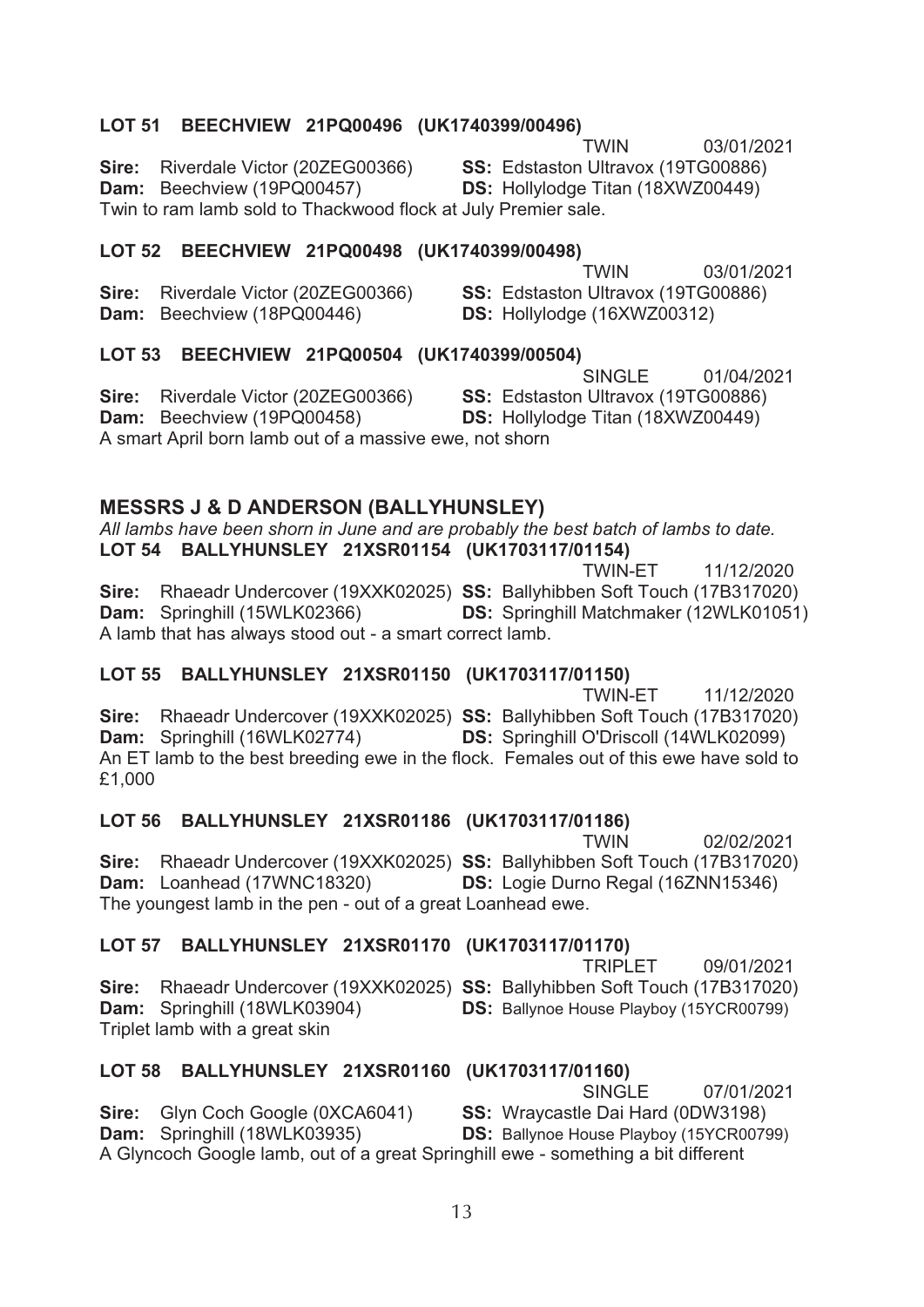**LOT 51 BEECHVIEW 21PQ00496 (UK1740399/00496)**

TWIN 03/01/2021

**Sire:** Riverdale Victor (20ZEG00366) **SS:** Edstaston Ultravox (19TG00886)
**Dam:** Beechview (19PQ00457) **DS:** Hollylodge Titan (18XWZ00449)

Twin to ram lamb sold to Thackwood flock at July Premier sale.

**LOT 52 BEECHVIEW 21PQ00498 (UK1740399/00498)**

TWIN 03/01/2021

**Sire:** Riverdale Victor (20ZEG00366) **SS:** Edstaston Ultravox (19TG00886)
**Dam:** Beechview (18PQ00446) **DS:** Hollylodge (16XWZ00312)

**LOT 53 BEECHVIEW 21PQ00504 (UK1740399/00504)**

SINGLE 01/04/2021

**Sire:** Riverdale Victor (20ZEG00366) **SS:** Edstaston Ultravox (19TG00886)
**Dam:** Beechview (19PQ00458) **DS:** Hollylodge Titan (18XWZ00449)

A smart April born lamb out of a massive ewe, not shorn

## MESSRS J & D ANDERSON (BALLYHUNSLEY)

*All lambs have been shorn in June and are probably the best batch of lambs to date.*

**LOT 54 BALLYHUNSLEY 21XSR01154 (UK1703117/01154)**

TWIN-ET 11/12/2020

**Sire:** Rhaeadr Undercover (19XXK02025) **SS:** Ballyhibben Soft Touch (17B317020)
**Dam:** Springhill (15WLK02366) **DS:** Springhill Matchmaker (12WLK01051)

A lamb that has always stood out - a smart correct lamb.

**LOT 55 BALLYHUNSLEY 21XSR01150 (UK1703117/01150)**

TWIN-ET 11/12/2020

**Sire:** Rhaeadr Undercover (19XXK02025) **SS:** Ballyhibben Soft Touch (17B317020)
**Dam:** Springhill (16WLK02774) **DS:** Springhill O'Driscoll (14WLK02099)

An ET lamb to the best breeding ewe in the flock. Females out of this ewe have sold to £1,000

**LOT 56 BALLYHUNSLEY 21XSR01186 (UK1703117/01186)**

TWIN 02/02/2021

**Sire:** Rhaeadr Undercover (19XXK02025) **SS:** Ballyhibben Soft Touch (17B317020)
**Dam:** Loanhead (17WNC18320) **DS:** Logie Durno Regal (16ZNN15346)

The youngest lamb in the pen - out of a great Loanhead ewe.

**LOT 57 BALLYHUNSLEY 21XSR01170 (UK1703117/01170)**

TRIPLET 09/01/2021

**Sire:** Rhaeadr Undercover (19XXK02025) **SS:** Ballyhibben Soft Touch (17B317020)
**Dam:** Springhill (18WLK03904) **DS:** Ballynoe House Playboy (15YCR00799)

Triplet lamb with a great skin

**LOT 58 BALLYHUNSLEY 21XSR01160 (UK1703117/01160)**

SINGLE 07/01/2021

**Sire:** Glyn Coch Google (0XCA6041) **SS:** Wraycastle Dai Hard (0DW3198)
**Dam:** Springhill (18WLK03935) **DS:** Ballynoe House Playboy (15YCR00799)

A Glyncoch Google lamb, out of a great Springhill ewe - something a bit different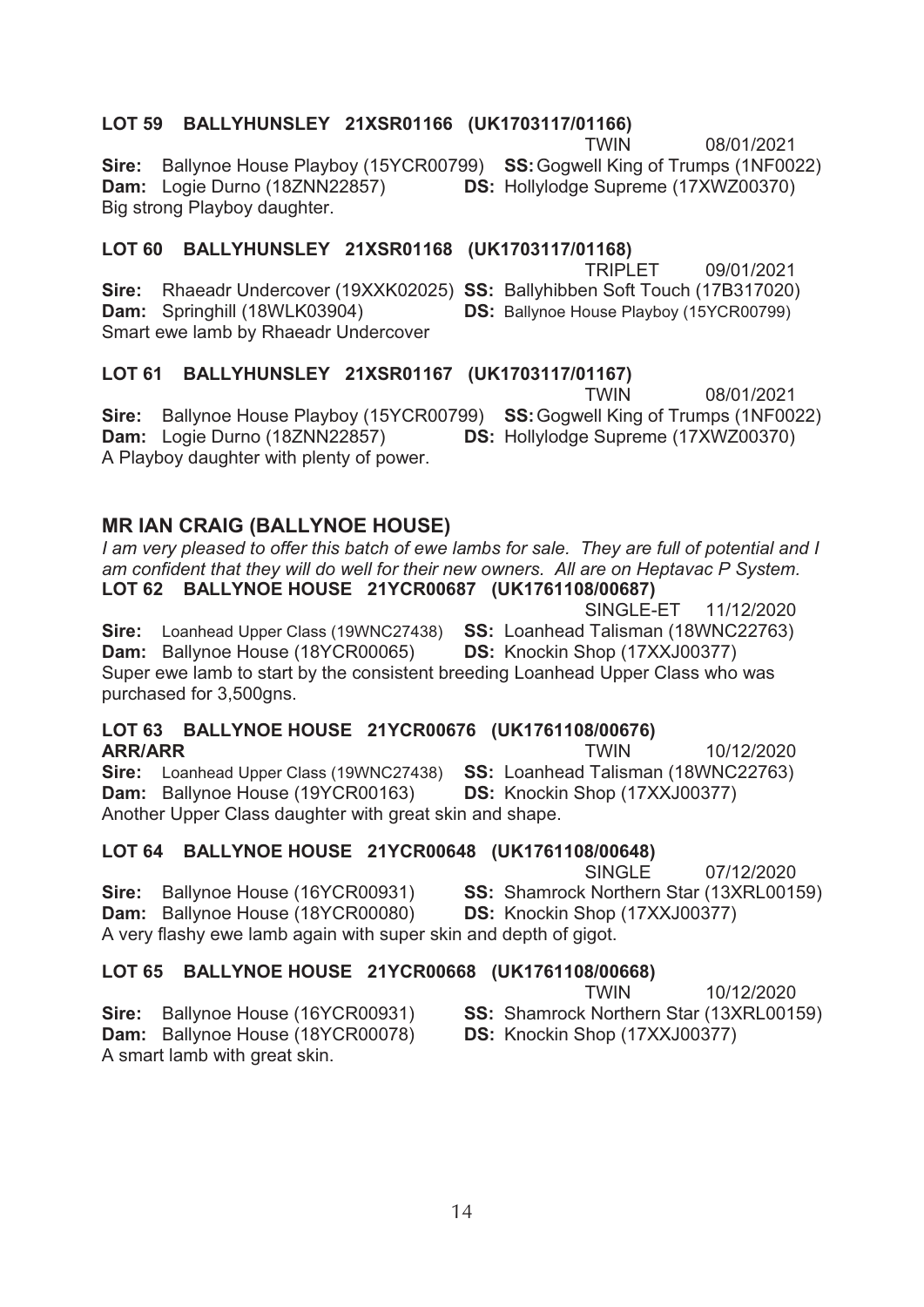**LOT 59 BALLYHUNSLEY 21XSR01166 (UK1703117/01166)**

TWIN 08/01/2021

**Sire:** Ballynoe House Playboy (15YCR00799) **SS:** Gogwell King of Trumps (1NF0022)
**Dam:** Logie Durno (18ZNN22857) **DS:** Hollylodge Supreme (17XWZ00370)
Big strong Playboy daughter.

**LOT 60 BALLYHUNSLEY 21XSR01168 (UK1703117/01168)**

TRIPLET 09/01/2021

**Sire:** Rhaeadr Undercover (19XXK02025) **SS:** Ballyhibben Soft Touch (17B317020)
**Dam:** Springhill (18WLK03904) **DS:** Ballynoe House Playboy (15YCR00799)
Smart ewe lamb by Rhaeadr Undercover

**LOT 61 BALLYHUNSLEY 21XSR01167 (UK1703117/01167)**

TWIN 08/01/2021

**Sire:** Ballynoe House Playboy (15YCR00799) **SS:** Gogwell King of Trumps (1NF0022)
**Dam:** Logie Durno (18ZNN22857) **DS:** Hollylodge Supreme (17XWZ00370)
A Playboy daughter with plenty of power.

## MR IAN CRAIG (BALLYNOE HOUSE)

*I am very pleased to offer this batch of ewe lambs for sale. They are full of potential and I am confident that they will do well for their new owners. All are on Heptavac P System.*

**LOT 62 BALLYNOE HOUSE 21YCR00687 (UK1761108/00687)**

SINGLE-ET 11/12/2020

**Sire:** Loanhead Upper Class (19WNC27438) **SS:** Loanhead Talisman (18WNC22763)
**Dam:** Ballynoe House (18YCR00065) **DS:** Knockin Shop (17XXJ00377)
Super ewe lamb to start by the consistent breeding Loanhead Upper Class who was purchased for 3,500gns.

**LOT 63 BALLYNOE HOUSE 21YCR00676 (UK1761108/00676)**
**ARR/ARR**

TWIN 10/12/2020

**Sire:** Loanhead Upper Class (19WNC27438) **SS:** Loanhead Talisman (18WNC22763)
**Dam:** Ballynoe House (19YCR00163) **DS:** Knockin Shop (17XXJ00377)
Another Upper Class daughter with great skin and shape.

**LOT 64 BALLYNOE HOUSE 21YCR00648 (UK1761108/00648)**

SINGLE 07/12/2020

**Sire:** Ballynoe House (16YCR00931) **SS:** Shamrock Northern Star (13XRL00159)
**Dam:** Ballynoe House (18YCR00080) **DS:** Knockin Shop (17XXJ00377)
A very flashy ewe lamb again with super skin and depth of gigot.

**LOT 65 BALLYNOE HOUSE 21YCR00668 (UK1761108/00668)**

TWIN 10/12/2020

**Sire:** Ballynoe House (16YCR00931) **SS:** Shamrock Northern Star (13XRL00159)
**Dam:** Ballynoe House (18YCR00078) **DS:** Knockin Shop (17XXJ00377)
A smart lamb with great skin.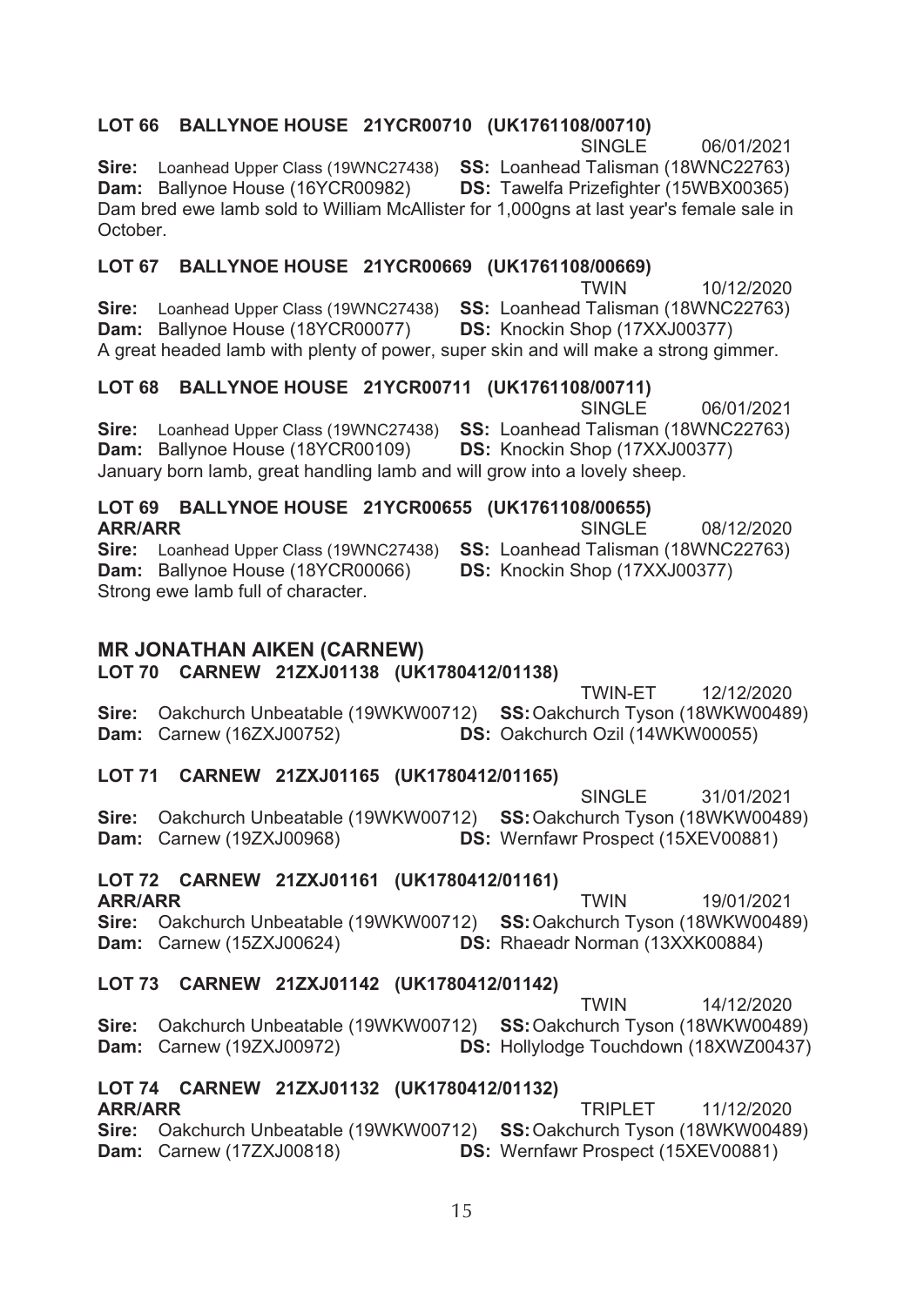### LOT 66 BALLYNOE HOUSE 21YCR00710 (UK1761108/00710)

SINGLE 06/01/2021

**Sire:** Loanhead Upper Class (19WNC27438) **SS:** Loanhead Talisman (18WNC22763)
**Dam:** Ballynoe House (16YCR00982) **DS:** Tawelfa Prizefighter (15WBX00365)

Dam bred ewe lamb sold to William McAllister for 1,000gns at last year's female sale in October.

### LOT 67 BALLYNOE HOUSE 21YCR00669 (UK1761108/00669)

TWIN 10/12/2020

**Sire:** Loanhead Upper Class (19WNC27438) **SS:** Loanhead Talisman (18WNC22763)
**Dam:** Ballynoe House (18YCR00077) **DS:** Knockin Shop (17XXJ00377)

A great headed lamb with plenty of power, super skin and will make a strong gimmer.

### LOT 68 BALLYNOE HOUSE 21YCR00711 (UK1761108/00711)

SINGLE 06/01/2021

**Sire:** Loanhead Upper Class (19WNC27438) **SS:** Loanhead Talisman (18WNC22763)
**Dam:** Ballynoe House (18YCR00109) **DS:** Knockin Shop (17XXJ00377)

January born lamb, great handling lamb and will grow into a lovely sheep.

### LOT 69 BALLYNOE HOUSE 21YCR00655 (UK1761108/00655)

**ARR/ARR** SINGLE 08/12/2020

**Sire:** Loanhead Upper Class (19WNC27438) **SS:** Loanhead Talisman (18WNC22763)
**Dam:** Ballynoe House (18YCR00066) **DS:** Knockin Shop (17XXJ00377)

Strong ewe lamb full of character.

## MR JONATHAN AIKEN (CARNEW)

### LOT 70 CARNEW 21ZXJ01138 (UK1780412/01138)

TWIN-ET 12/12/2020

**Sire:** Oakchurch Unbeatable (19WKW00712) **SS:** Oakchurch Tyson (18WKW00489)
**Dam:** Carnew (16ZXJ00752) **DS:** Oakchurch Ozil (14WKW00055)

### LOT 71 CARNEW 21ZXJ01165 (UK1780412/01165)

SINGLE 31/01/2021

**Sire:** Oakchurch Unbeatable (19WKW00712) **SS:** Oakchurch Tyson (18WKW00489)
**Dam:** Carnew (19ZXJ00968) **DS:** Wernfawr Prospect (15XEV00881)

### LOT 72 CARNEW 21ZXJ01161 (UK1780412/01161)

**ARR/ARR** TWIN 19/01/2021

**Sire:** Oakchurch Unbeatable (19WKW00712) **SS:** Oakchurch Tyson (18WKW00489)
**Dam:** Carnew (15ZXJ00624) **DS:** Rhaeadr Norman (13XXK00884)

### LOT 73 CARNEW 21ZXJ01142 (UK1780412/01142)

TWIN 14/12/2020

**Sire:** Oakchurch Unbeatable (19WKW00712) **SS:** Oakchurch Tyson (18WKW00489)
**Dam:** Carnew (19ZXJ00972) **DS:** Hollylodge Touchdown (18XWZ00437)

### LOT 74 CARNEW 21ZXJ01132 (UK1780412/01132)

**ARR/ARR** TRIPLET 11/12/2020

**Sire:** Oakchurch Unbeatable (19WKW00712) **SS:** Oakchurch Tyson (18WKW00489)
**Dam:** Carnew (17ZXJ00818) **DS:** Wernfawr Prospect (15XEV00881)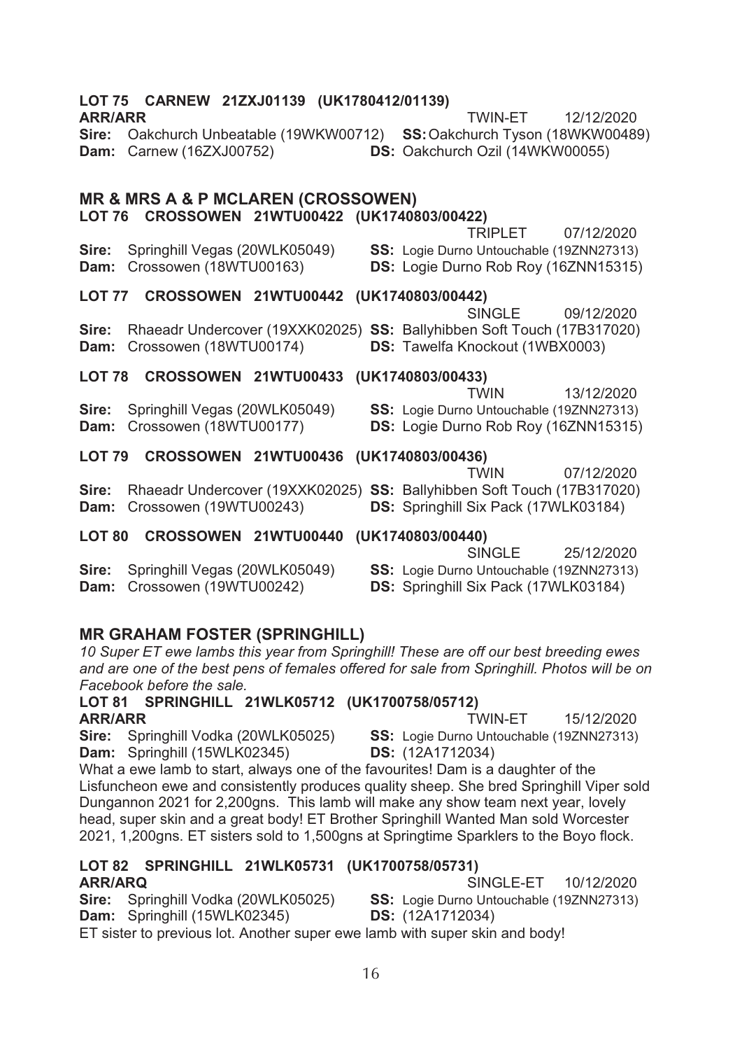**LOT 75 CARNEW 21ZXJ01139 (UK1780412/01139)**
**ARR/ARR** TWIN-ET 12/12/2020
**Sire:** Oakchurch Unbeatable (19WKW00712) **SS:** Oakchurch Tyson (18WKW00489)
**Dam:** Carnew (16ZXJ00752) **DS:** Oakchurch Ozil (14WKW00055)

## MR & MRS A & P MCLAREN (CROSSOWEN)

**LOT 76 CROSSOWEN 21WTU00422 (UK1740803/00422)**
TRIPLET 07/12/2020
**Sire:** Springhill Vegas (20WLK05049) **SS:** Logie Durno Untouchable (19ZNN27313)
**Dam:** Crossowen (18WTU00163) **DS:** Logie Durno Rob Roy (16ZNN15315)

**LOT 77 CROSSOWEN 21WTU00442 (UK1740803/00442)**
SINGLE 09/12/2020
**Sire:** Rhaeadr Undercover (19XXK02025) **SS:** Ballyhibben Soft Touch (17B317020)
**Dam:** Crossowen (18WTU00174) **DS:** Tawelfa Knockout (1WBX0003)

**LOT 78 CROSSOWEN 21WTU00433 (UK1740803/00433)**
TWIN 13/12/2020
**Sire:** Springhill Vegas (20WLK05049) **SS:** Logie Durno Untouchable (19ZNN27313)
**Dam:** Crossowen (18WTU00177) **DS:** Logie Durno Rob Roy (16ZNN15315)

**LOT 79 CROSSOWEN 21WTU00436 (UK1740803/00436)**
TWIN 07/12/2020
**Sire:** Rhaeadr Undercover (19XXK02025) **SS:** Ballyhibben Soft Touch (17B317020)
**Dam:** Crossowen (19WTU00243) **DS:** Springhill Six Pack (17WLK03184)

**LOT 80 CROSSOWEN 21WTU00440 (UK1740803/00440)**
SINGLE 25/12/2020
**Sire:** Springhill Vegas (20WLK05049) **SS:** Logie Durno Untouchable (19ZNN27313)
**Dam:** Crossowen (19WTU00242) **DS:** Springhill Six Pack (17WLK03184)

## MR GRAHAM FOSTER (SPRINGHILL)

*10 Super ET ewe lambs this year from Springhill! These are off our best breeding ewes and are one of the best pens of females offered for sale from Springhill. Photos will be on Facebook before the sale.*

**LOT 81 SPRINGHILL 21WLK05712 (UK1700758/05712)**
**ARR/ARR** TWIN-ET 15/12/2020
**Sire:** Springhill Vodka (20WLK05025) **SS:** Logie Durno Untouchable (19ZNN27313)
**Dam:** Springhill (15WLK02345) **DS:** (12A1712034)
What a ewe lamb to start, always one of the favourites! Dam is a daughter of the Lisfuncheon ewe and consistently produces quality sheep. She bred Springhill Viper sold Dungannon 2021 for 2,200gns. This lamb will make any show team next year, lovely head, super skin and a great body! ET Brother Springhill Wanted Man sold Worcester 2021, 1,200gns. ET sisters sold to 1,500gns at Springtime Sparklers to the Boyo flock.

**LOT 82 SPRINGHILL 21WLK05731 (UK1700758/05731)**
**ARR/ARQ** SINGLE-ET 10/12/2020
**Sire:** Springhill Vodka (20WLK05025) **SS:** Logie Durno Untouchable (19ZNN27313)
**Dam:** Springhill (15WLK02345) **DS:** (12A1712034)
ET sister to previous lot. Another super ewe lamb with super skin and body!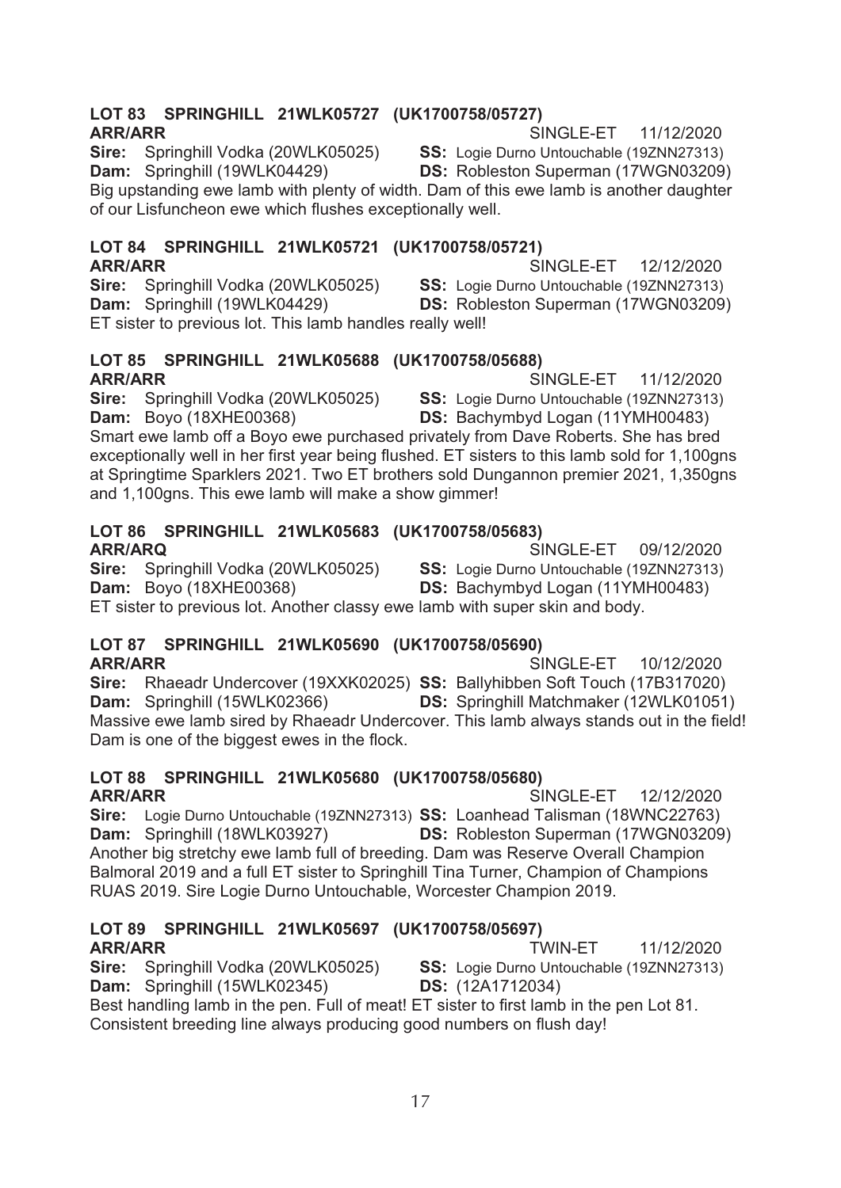### LOT 83 SPRINGHILL 21WLK05727 (UK1700758/05727)

**ARR/ARR** SINGLE-ET 11/12/2020

**Sire:** Springhill Vodka (20WLK05025) **SS:** Logie Durno Untouchable (19ZNN27313)
**Dam:** Springhill (19WLK04429) **DS:** Robleston Superman (17WGN03209)

Big upstanding ewe lamb with plenty of width. Dam of this ewe lamb is another daughter of our Lisfuncheon ewe which flushes exceptionally well.

### LOT 84 SPRINGHILL 21WLK05721 (UK1700758/05721)

**ARR/ARR** SINGLE-ET 12/12/2020

**Sire:** Springhill Vodka (20WLK05025) **SS:** Logie Durno Untouchable (19ZNN27313)
**Dam:** Springhill (19WLK04429) **DS:** Robleston Superman (17WGN03209)

ET sister to previous lot. This lamb handles really well!

### LOT 85 SPRINGHILL 21WLK05688 (UK1700758/05688)

**ARR/ARR** SINGLE-ET 11/12/2020

**Sire:** Springhill Vodka (20WLK05025) **SS:** Logie Durno Untouchable (19ZNN27313)
**Dam:** Boyo (18XHE00368) **DS:** Bachymbyd Logan (11YMH00483)

Smart ewe lamb off a Boyo ewe purchased privately from Dave Roberts. She has bred exceptionally well in her first year being flushed. ET sisters to this lamb sold for 1,100gns at Springtime Sparklers 2021. Two ET brothers sold Dungannon premier 2021, 1,350gns and 1,100gns. This ewe lamb will make a show gimmer!

### LOT 86 SPRINGHILL 21WLK05683 (UK1700758/05683)

**ARR/ARQ** SINGLE-ET 09/12/2020

**Sire:** Springhill Vodka (20WLK05025) **SS:** Logie Durno Untouchable (19ZNN27313)
**Dam:** Boyo (18XHE00368) **DS:** Bachymbyd Logan (11YMH00483)

ET sister to previous lot. Another classy ewe lamb with super skin and body.

### LOT 87 SPRINGHILL 21WLK05690 (UK1700758/05690)

**ARR/ARR** SINGLE-ET 10/12/2020

**Sire:** Rhaeadr Undercover (19XXK02025) **SS:** Ballyhibben Soft Touch (17B317020)
**Dam:** Springhill (15WLK02366) **DS:** Springhill Matchmaker (12WLK01051)

Massive ewe lamb sired by Rhaeadr Undercover. This lamb always stands out in the field! Dam is one of the biggest ewes in the flock.

### LOT 88 SPRINGHILL 21WLK05680 (UK1700758/05680)

**ARR/ARR** SINGLE-ET 12/12/2020

**Sire:** Logie Durno Untouchable (19ZNN27313) **SS:** Loanhead Talisman (18WNC22763)
**Dam:** Springhill (18WLK03927) **DS:** Robleston Superman (17WGN03209)

Another big stretchy ewe lamb full of breeding. Dam was Reserve Overall Champion Balmoral 2019 and a full ET sister to Springhill Tina Turner, Champion of Champions RUAS 2019. Sire Logie Durno Untouchable, Worcester Champion 2019.

### LOT 89 SPRINGHILL 21WLK05697 (UK1700758/05697)

**ARR/ARR** TWIN-ET 11/12/2020

**Sire:** Springhill Vodka (20WLK05025) **SS:** Logie Durno Untouchable (19ZNN27313)
**Dam:** Springhill (15WLK02345) **DS:** (12A1712034)

Best handling lamb in the pen. Full of meat! ET sister to first lamb in the pen Lot 81. Consistent breeding line always producing good numbers on flush day!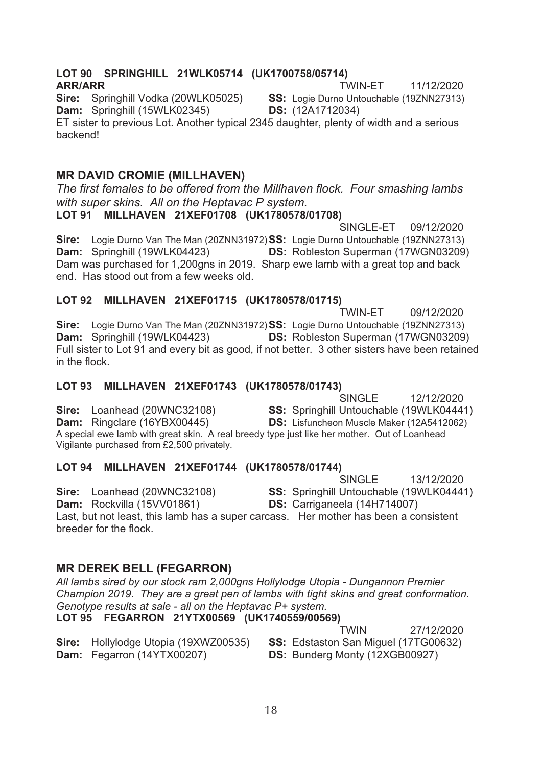**LOT 90 SPRINGHILL 21WLK05714 (UK1700758/05714)**
**ARR/ARR** TWIN-ET 11/12/2020
**Sire:** Springhill Vodka (20WLK05025) **SS:** Logie Durno Untouchable (19ZNN27313)
**Dam:** Springhill (15WLK02345) **DS:** (12A1712034)
ET sister to previous Lot. Another typical 2345 daughter, plenty of width and a serious backend!

## MR DAVID CROMIE (MILLHAVEN)

*The first females to be offered from the Millhaven flock. Four smashing lambs with super skins. All on the Heptavac P system.*

**LOT 91 MILLHAVEN 21XEF01708 (UK1780578/01708)**
SINGLE-ET 09/12/2020
**Sire:** Logie Durno Van The Man (20ZNN31972) **SS:** Logie Durno Untouchable (19ZNN27313)
**Dam:** Springhill (19WLK04423) **DS:** Robleston Superman (17WGN03209)
Dam was purchased for 1,200gns in 2019. Sharp ewe lamb with a great top and back end. Has stood out from a few weeks old.

**LOT 92 MILLHAVEN 21XEF01715 (UK1780578/01715)**
TWIN-ET 09/12/2020
**Sire:** Logie Durno Van The Man (20ZNN31972) **SS:** Logie Durno Untouchable (19ZNN27313)
**Dam:** Springhill (19WLK04423) **DS:** Robleston Superman (17WGN03209)
Full sister to Lot 91 and every bit as good, if not better. 3 other sisters have been retained in the flock.

**LOT 93 MILLHAVEN 21XEF01743 (UK1780578/01743)**
SINGLE 12/12/2020
**Sire:** Loanhead (20WNC32108) **SS:** Springhill Untouchable (19WLK04441)
**Dam:** Ringclare (16YBX00445) **DS:** Lisfuncheon Muscle Maker (12A5412062)
A special ewe lamb with great skin. A real breedy type just like her mother. Out of Loanhead Vigilante purchased from £2,500 privately.

**LOT 94 MILLHAVEN 21XEF01744 (UK1780578/01744)**
SINGLE 13/12/2020
**Sire:** Loanhead (20WNC32108) **SS:** Springhill Untouchable (19WLK04441)
**Dam:** Rockvilla (15VV01861) **DS:** Carriganeela (14H714007)
Last, but not least, this lamb has a super carcass. Her mother has been a consistent breeder for the flock.

## MR DEREK BELL (FEGARRON)

*All lambs sired by our stock ram 2,000gns Hollylodge Utopia - Dungannon Premier Champion 2019. They are a great pen of lambs with tight skins and great conformation. Genotype results at sale - all on the Heptavac P+ system.*

**LOT 95 FEGARRON 21YTX00569 (UK1740559/00569)**
TWIN 27/12/2020
**Sire:** Hollylodge Utopia (19XWZ00535) **SS:** Edstaston San Miguel (17TG00632)
**Dam:** Fegarron (14YTX00207) **DS:** Bunderg Monty (12XGB00927)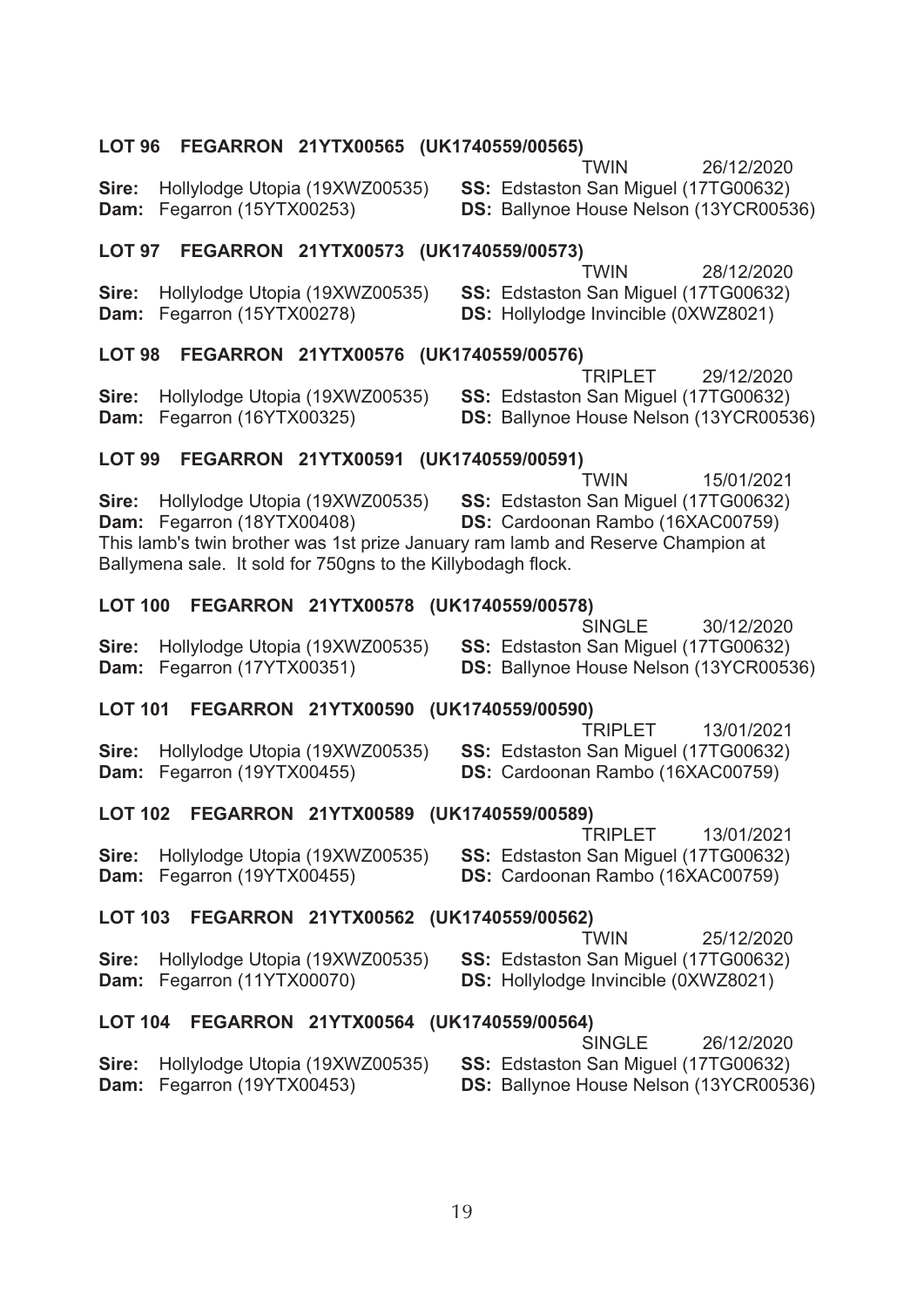**LOT 96 FEGARRON 21YTX00565 (UK1740559/00565)**

TWIN 26/12/2020

**Sire:** Hollylodge Utopia (19XWZ00535) **SS:** Edstaston San Miguel (17TG00632)
**Dam:** Fegarron (15YTX00253) **DS:** Ballynoe House Nelson (13YCR00536)

**LOT 97 FEGARRON 21YTX00573 (UK1740559/00573)**

TWIN 28/12/2020

**Sire:** Hollylodge Utopia (19XWZ00535) **SS:** Edstaston San Miguel (17TG00632)
**Dam:** Fegarron (15YTX00278) **DS:** Hollylodge Invincible (0XWZ8021)

**LOT 98 FEGARRON 21YTX00576 (UK1740559/00576)**

TRIPLET 29/12/2020

**Sire:** Hollylodge Utopia (19XWZ00535) **SS:** Edstaston San Miguel (17TG00632)
**Dam:** Fegarron (16YTX00325) **DS:** Ballynoe House Nelson (13YCR00536)

**LOT 99 FEGARRON 21YTX00591 (UK1740559/00591)**

TWIN 15/01/2021

**Sire:** Hollylodge Utopia (19XWZ00535) **SS:** Edstaston San Miguel (17TG00632)
**Dam:** Fegarron (18YTX00408) **DS:** Cardoonan Rambo (16XAC00759)

This lamb's twin brother was 1st prize January ram lamb and Reserve Champion at Ballymena sale. It sold for 750gns to the Killybodagh flock.

**LOT 100 FEGARRON 21YTX00578 (UK1740559/00578)**

SINGLE 30/12/2020

**Sire:** Hollylodge Utopia (19XWZ00535) **SS:** Edstaston San Miguel (17TG00632)
**Dam:** Fegarron (17YTX00351) **DS:** Ballynoe House Nelson (13YCR00536)

**LOT 101 FEGARRON 21YTX00590 (UK1740559/00590)**

TRIPLET 13/01/2021

**Sire:** Hollylodge Utopia (19XWZ00535) **SS:** Edstaston San Miguel (17TG00632)
**Dam:** Fegarron (19YTX00455) **DS:** Cardoonan Rambo (16XAC00759)

**LOT 102 FEGARRON 21YTX00589 (UK1740559/00589)**

TRIPLET 13/01/2021

**Sire:** Hollylodge Utopia (19XWZ00535) **SS:** Edstaston San Miguel (17TG00632)
**Dam:** Fegarron (19YTX00455) **DS:** Cardoonan Rambo (16XAC00759)

**LOT 103 FEGARRON 21YTX00562 (UK1740559/00562)**

TWIN 25/12/2020

**Sire:** Hollylodge Utopia (19XWZ00535) **SS:** Edstaston San Miguel (17TG00632)
**Dam:** Fegarron (11YTX00070) **DS:** Hollylodge Invincible (0XWZ8021)

**LOT 104 FEGARRON 21YTX00564 (UK1740559/00564)**

SINGLE 26/12/2020

**Sire:** Hollylodge Utopia (19XWZ00535) **SS:** Edstaston San Miguel (17TG00632)
**Dam:** Fegarron (19YTX00453) **DS:** Ballynoe House Nelson (13YCR00536)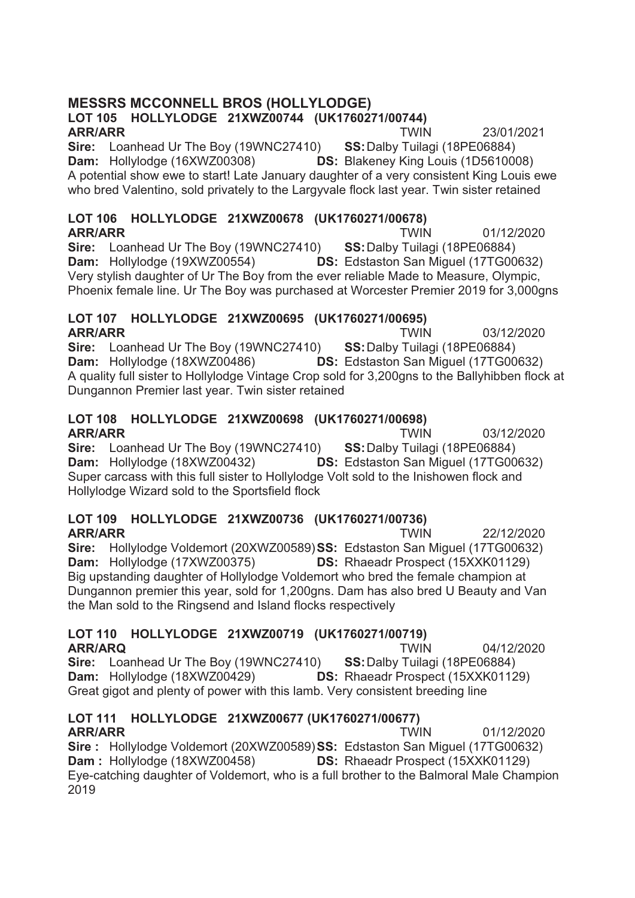## MESSRS MCCONNELL BROS (HOLLYLODGE)

### LOT 105 HOLLYLODGE 21XWZ00744 (UK1760271/00744)

**ARR/ARR** TWIN 23/01/2021

**Sire:** Loanhead Ur The Boy (19WNC27410) **SS:** Dalby Tuilagi (18PE06884)
**Dam:** Hollylodge (16XWZ00308) **DS:** Blakeney King Louis (1D5610008)
A potential show ewe to start! Late January daughter of a very consistent King Louis ewe who bred Valentino, sold privately to the Largyvale flock last year. Twin sister retained

### LOT 106 HOLLYLODGE 21XWZ00678 (UK1760271/00678)

**ARR/ARR** TWIN 01/12/2020

**Sire:** Loanhead Ur The Boy (19WNC27410) **SS:** Dalby Tuilagi (18PE06884)
**Dam:** Hollylodge (19XWZ00554) **DS:** Edstaston San Miguel (17TG00632)
Very stylish daughter of Ur The Boy from the ever reliable Made to Measure, Olympic, Phoenix female line. Ur The Boy was purchased at Worcester Premier 2019 for 3,000gns

### LOT 107 HOLLYLODGE 21XWZ00695 (UK1760271/00695)

**ARR/ARR** TWIN 03/12/2020

**Sire:** Loanhead Ur The Boy (19WNC27410) **SS:** Dalby Tuilagi (18PE06884)
**Dam:** Hollylodge (18XWZ00486) **DS:** Edstaston San Miguel (17TG00632)
A quality full sister to Hollylodge Vintage Crop sold for 3,200gns to the Ballyhibben flock at Dungannon Premier last year. Twin sister retained

### LOT 108 HOLLYLODGE 21XWZ00698 (UK1760271/00698)

**ARR/ARR** TWIN 03/12/2020

**Sire:** Loanhead Ur The Boy (19WNC27410) **SS:** Dalby Tuilagi (18PE06884)
**Dam:** Hollylodge (18XWZ00432) **DS:** Edstaston San Miguel (17TG00632)
Super carcass with this full sister to Hollylodge Volt sold to the Inishowen flock and Hollylodge Wizard sold to the Sportsfield flock

### LOT 109 HOLLYLODGE 21XWZ00736 (UK1760271/00736)

**ARR/ARR** TWIN 22/12/2020

**Sire:** Hollylodge Voldemort (20XWZ00589) **SS:** Edstaston San Miguel (17TG00632)
**Dam:** Hollylodge (17XWZ00375) **DS:** Rhaeadr Prospect (15XXK01129)
Big upstanding daughter of Hollylodge Voldemort who bred the female champion at Dungannon premier this year, sold for 1,200gns. Dam has also bred U Beauty and Van the Man sold to the Ringsend and Island flocks respectively

### LOT 110 HOLLYLODGE 21XWZ00719 (UK1760271/00719)

**ARR/ARQ** TWIN 04/12/2020

**Sire:** Loanhead Ur The Boy (19WNC27410) **SS:** Dalby Tuilagi (18PE06884)
**Dam:** Hollylodge (18XWZ00429) **DS:** Rhaeadr Prospect (15XXK01129)
Great gigot and plenty of power with this lamb. Very consistent breeding line

### LOT 111 HOLLYLODGE 21XWZ00677 (UK1760271/00677)

**ARR/ARR** TWIN 01/12/2020

**Sire :** Hollylodge Voldemort (20XWZ00589) **SS:** Edstaston San Miguel (17TG00632)
**Dam :** Hollylodge (18XWZ00458) **DS:** Rhaeadr Prospect (15XXK01129)
Eye-catching daughter of Voldemort, who is a full brother to the Balmoral Male Champion 2019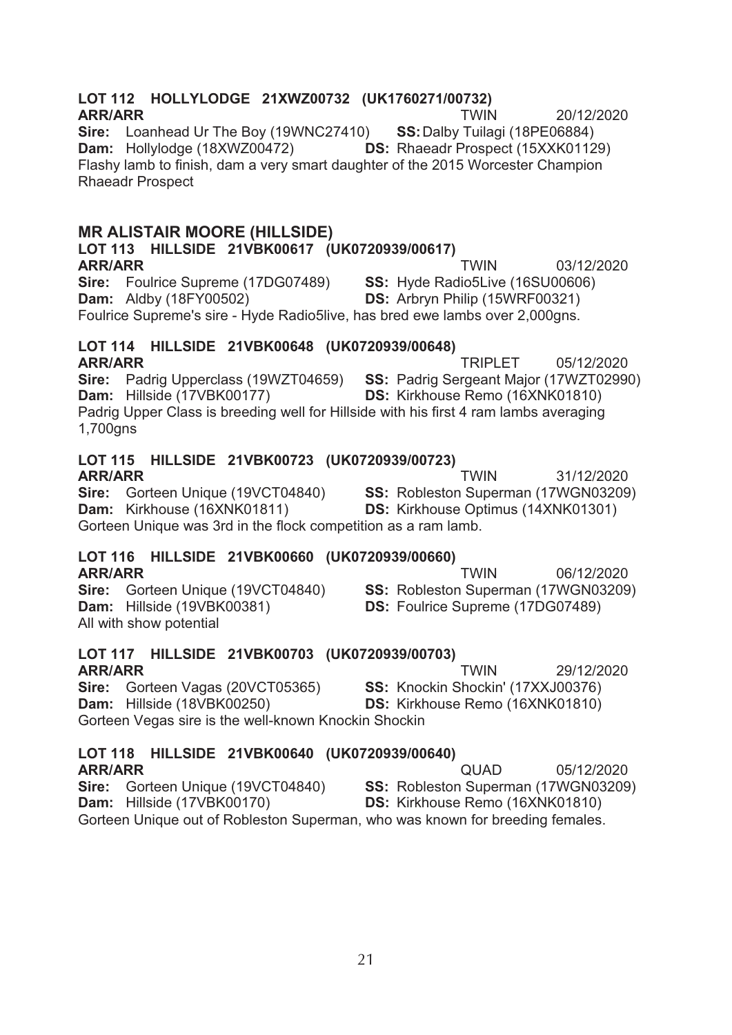### LOT 112 HOLLYLODGE 21XWZ00732 (UK1760271/00732)

**ARR/ARR** TWIN 20/12/2020

**Sire:** Loanhead Ur The Boy (19WNC27410) **SS:** Dalby Tuilagi (18PE06884)
**Dam:** Hollylodge (18XWZ00472) **DS:** Rhaeadr Prospect (15XXK01129)

Flashy lamb to finish, dam a very smart daughter of the 2015 Worcester Champion Rhaeadr Prospect

## MR ALISTAIR MOORE (HILLSIDE)

### LOT 113 HILLSIDE 21VBK00617 (UK0720939/00617)

**ARR/ARR** TWIN 03/12/2020

**Sire:** Foulrice Supreme (17DG07489) **SS:** Hyde Radio5Live (16SU00606)
**Dam:** Aldby (18FY00502) **DS:** Arbryn Philip (15WRF00321)

Foulrice Supreme's sire - Hyde Radio5live, has bred ewe lambs over 2,000gns.

### LOT 114 HILLSIDE 21VBK00648 (UK0720939/00648)

**ARR/ARR** TRIPLET 05/12/2020

**Sire:** Padrig Upperclass (19WZT04659) **SS:** Padrig Sergeant Major (17WZT02990)
**Dam:** Hillside (17VBK00177) **DS:** Kirkhouse Remo (16XNK01810)

Padrig Upper Class is breeding well for Hillside with his first 4 ram lambs averaging 1,700gns

### LOT 115 HILLSIDE 21VBK00723 (UK0720939/00723)

**ARR/ARR** TWIN 31/12/2020

**Sire:** Gorteen Unique (19VCT04840) **SS:** Robleston Superman (17WGN03209)
**Dam:** Kirkhouse (16XNK01811) **DS:** Kirkhouse Optimus (14XNK01301)

Gorteen Unique was 3rd in the flock competition as a ram lamb.

### LOT 116 HILLSIDE 21VBK00660 (UK0720939/00660)

**ARR/ARR** TWIN 06/12/2020

**Sire:** Gorteen Unique (19VCT04840) **SS:** Robleston Superman (17WGN03209)
**Dam:** Hillside (19VBK00381) **DS:** Foulrice Supreme (17DG07489)

All with show potential

### LOT 117 HILLSIDE 21VBK00703 (UK0720939/00703)

**ARR/ARR** TWIN 29/12/2020

**Sire:** Gorteen Vagas (20VCT05365) **SS:** Knockin Shockin' (17XXJ00376)
**Dam:** Hillside (18VBK00250) **DS:** Kirkhouse Remo (16XNK01810)

Gorteen Vegas sire is the well-known Knockin Shockin

### LOT 118 HILLSIDE 21VBK00640 (UK0720939/00640)

**ARR/ARR** QUAD 05/12/2020

**Sire:** Gorteen Unique (19VCT04840) **SS:** Robleston Superman (17WGN03209)
**Dam:** Hillside (17VBK00170) **DS:** Kirkhouse Remo (16XNK01810)

Gorteen Unique out of Robleston Superman, who was known for breeding females.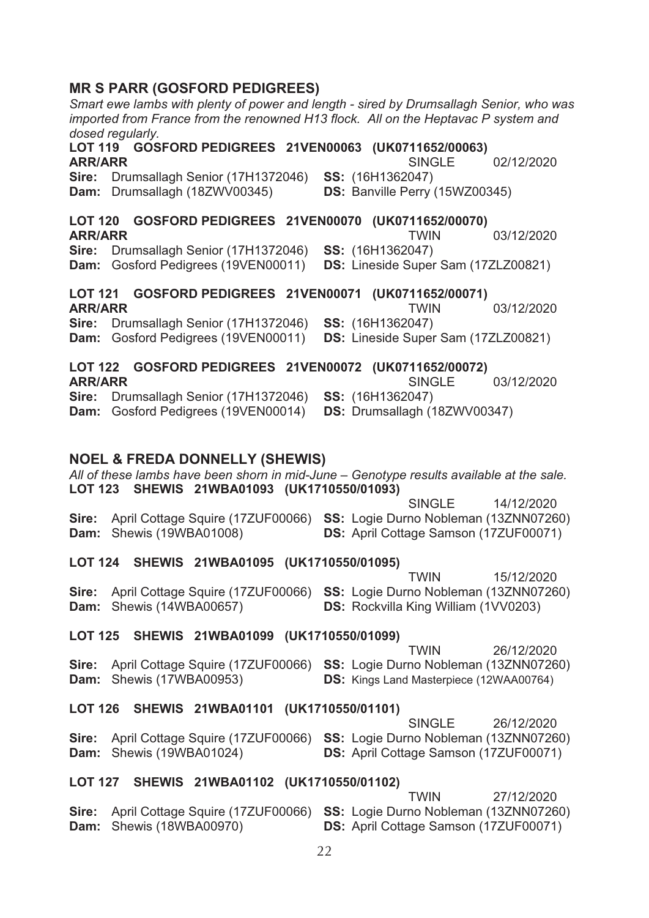## MR S PARR (GOSFORD PEDIGREES)

*Smart ewe lambs with plenty of power and length - sired by Drumsallagh Senior, who was imported from France from the renowned H13 flock. All on the Heptavac P system and dosed regularly.*

**LOT 119 GOSFORD PEDIGREES 21VEN00063 (UK0711652/00063)**
**ARR/ARR** SINGLE 02/12/2020
**Sire:** Drumsallagh Senior (17H1372046) **SS:** (16H1362047)
**Dam:** Drumsallagh (18ZWV00345) **DS:** Banville Perry (15WZ00345)

**LOT 120 GOSFORD PEDIGREES 21VEN00070 (UK0711652/00070)**
**ARR/ARR** TWIN 03/12/2020
**Sire:** Drumsallagh Senior (17H1372046) **SS:** (16H1362047)
**Dam:** Gosford Pedigrees (19VEN00011) **DS:** Lineside Super Sam (17ZLZ00821)

**LOT 121 GOSFORD PEDIGREES 21VEN00071 (UK0711652/00071)**
**ARR/ARR** TWIN 03/12/2020
**Sire:** Drumsallagh Senior (17H1372046) **SS:** (16H1362047)
**Dam:** Gosford Pedigrees (19VEN00011) **DS:** Lineside Super Sam (17ZLZ00821)

**LOT 122 GOSFORD PEDIGREES 21VEN00072 (UK0711652/00072)**
**ARR/ARR** SINGLE 03/12/2020
**Sire:** Drumsallagh Senior (17H1372046) **SS:** (16H1362047)
**Dam:** Gosford Pedigrees (19VEN00014) **DS:** Drumsallagh (18ZWV00347)

## NOEL & FREDA DONNELLY (SHEWIS)

*All of these lambs have been shorn in mid-June – Genotype results available at the sale.*

**LOT 123 SHEWIS 21WBA01093 (UK1710550/01093)**
SINGLE 14/12/2020
**Sire:** April Cottage Squire (17ZUF00066) **SS:** Logie Durno Nobleman (13ZNN07260)
**Dam:** Shewis (19WBA01008) **DS:** April Cottage Samson (17ZUF00071)

**LOT 124 SHEWIS 21WBA01095 (UK1710550/01095)**
TWIN 15/12/2020
**Sire:** April Cottage Squire (17ZUF00066) **SS:** Logie Durno Nobleman (13ZNN07260)
**Dam:** Shewis (14WBA00657) **DS:** Rockvilla King William (1VV0203)

**LOT 125 SHEWIS 21WBA01099 (UK1710550/01099)**
TWIN 26/12/2020
**Sire:** April Cottage Squire (17ZUF00066) **SS:** Logie Durno Nobleman (13ZNN07260)
**Dam:** Shewis (17WBA00953) **DS:** Kings Land Masterpiece (12WAA00764)

**LOT 126 SHEWIS 21WBA01101 (UK1710550/01101)**
SINGLE 26/12/2020
**Sire:** April Cottage Squire (17ZUF00066) **SS:** Logie Durno Nobleman (13ZNN07260)
**Dam:** Shewis (19WBA01024) **DS:** April Cottage Samson (17ZUF00071)

**LOT 127 SHEWIS 21WBA01102 (UK1710550/01102)**
TWIN 27/12/2020
**Sire:** April Cottage Squire (17ZUF00066) **SS:** Logie Durno Nobleman (13ZNN07260)
**Dam:** Shewis (18WBA00970) **DS:** April Cottage Samson (17ZUF00071)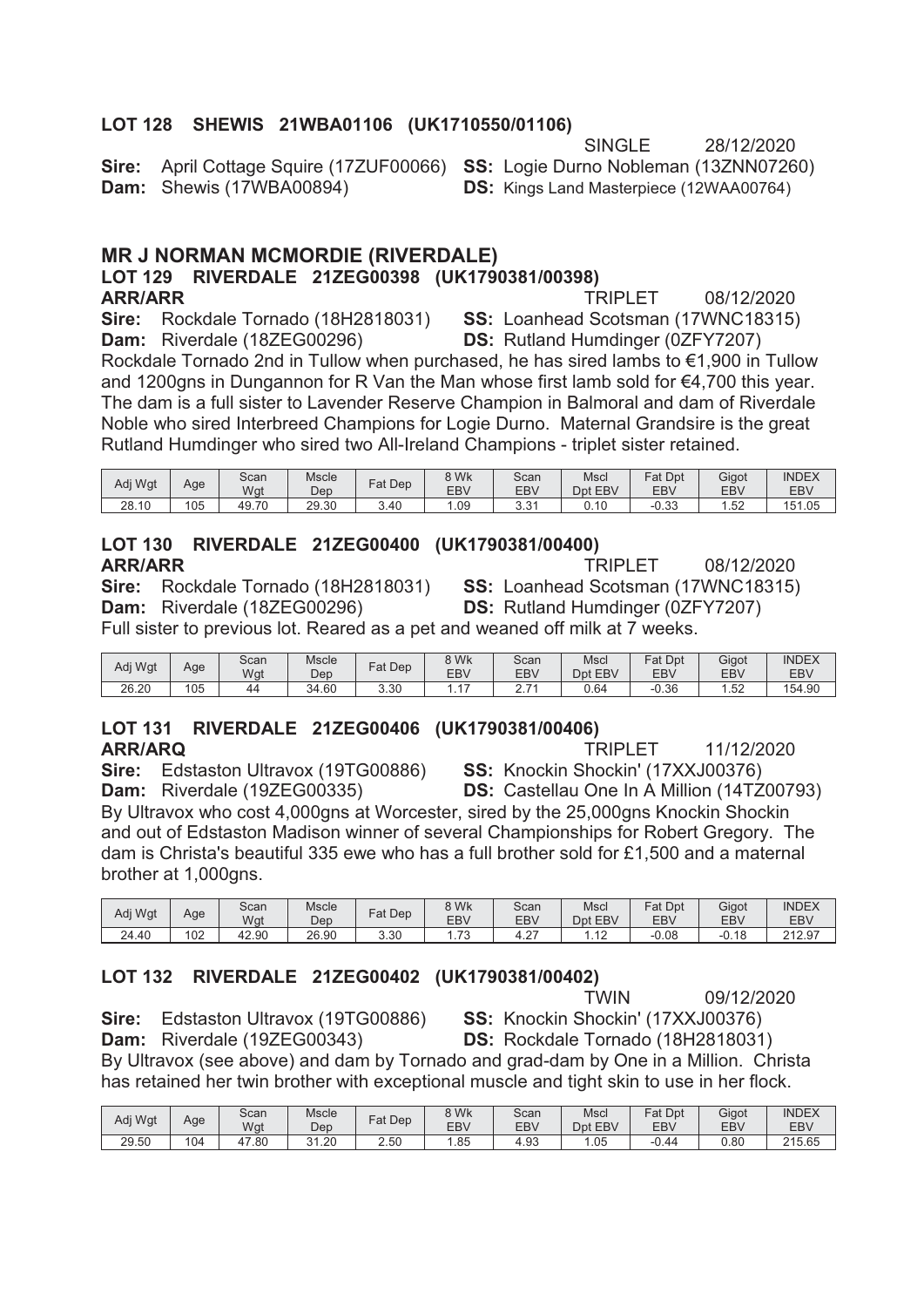### LOT 128 SHEWIS 21WBA01106 (UK1710550/01106)

SINGLE 28/12/2020

**Sire:** April Cottage Squire (17ZUF00066) **SS:** Logie Durno Nobleman (13ZNN07260)
**Dam:** Shewis (17WBA00894) **DS:** Kings Land Masterpiece (12WAA00764)

## MR J NORMAN MCMORDIE (RIVERDALE)

### LOT 129 RIVERDALE 21ZEG00398 (UK1790381/00398)

**ARR/ARR** TRIPLET 08/12/2020

**Sire:** Rockdale Tornado (18H2818031) **SS:** Loanhead Scotsman (17WNC18315)
**Dam:** Riverdale (18ZEG00296) **DS:** Rutland Humdinger (0ZFY7207)

Rockdale Tornado 2nd in Tullow when purchased, he has sired lambs to €1,900 in Tullow and 1200gns in Dungannon for R Van the Man whose first lamb sold for €4,700 this year. The dam is a full sister to Lavender Reserve Champion in Balmoral and dam of Riverdale Noble who sired Interbreed Champions for Logie Durno. Maternal Grandsire is the great Rutland Humdinger who sired two All-Ireland Champions - triplet sister retained.

| Adj Wgt | Age | Scan Wgt | Mscle Dep | Fat Dep | 8 Wk EBV | Scan EBV | Mscl Dpt EBV | Fat Dpt EBV | Gigot EBV | INDEX EBV |
|---|---|---|---|---|---|---|---|---|---|---|
| 28.10 | 105 | 49.70 | 29.30 | 3.40 | 1.09 | 3.31 | 0.10 | -0.33 | 1.52 | 151.05 |

### LOT 130 RIVERDALE 21ZEG00400 (UK1790381/00400)

**ARR/ARR** TRIPLET 08/12/2020

**Sire:** Rockdale Tornado (18H2818031) **SS:** Loanhead Scotsman (17WNC18315)
**Dam:** Riverdale (18ZEG00296) **DS:** Rutland Humdinger (0ZFY7207)

Full sister to previous lot. Reared as a pet and weaned off milk at 7 weeks.

| Adj Wgt | Age | Scan Wgt | Mscle Dep | Fat Dep | 8 Wk EBV | Scan EBV | Mscl Dpt EBV | Fat Dpt EBV | Gigot EBV | INDEX EBV |
|---|---|---|---|---|---|---|---|---|---|---|
| 26.20 | 105 | 44 | 34.60 | 3.30 | 1.17 | 2.71 | 0.64 | -0.36 | 1.52 | 154.90 |

### LOT 131 RIVERDALE 21ZEG00406 (UK1790381/00406)

**ARR/ARQ** TRIPLET 11/12/2020

**Sire:** Edstaston Ultravox (19TG00886) **SS:** Knockin Shockin' (17XXJ00376)
**Dam:** Riverdale (19ZEG00335) **DS:** Castellau One In A Million (14TZ00793)

By Ultravox who cost 4,000gns at Worcester, sired by the 25,000gns Knockin Shockin and out of Edstaston Madison winner of several Championships for Robert Gregory. The dam is Christa's beautiful 335 ewe who has a full brother sold for £1,500 and a maternal brother at 1,000gns.

| Adj Wgt | Age | Scan Wgt | Mscle Dep | Fat Dep | 8 Wk EBV | Scan EBV | Mscl Dpt EBV | Fat Dpt EBV | Gigot EBV | INDEX EBV |
|---|---|---|---|---|---|---|---|---|---|---|
| 24.40 | 102 | 42.90 | 26.90 | 3.30 | 1.73 | 4.27 | 1.12 | -0.08 | -0.18 | 212.97 |

### LOT 132 RIVERDALE 21ZEG00402 (UK1790381/00402)

TWIN 09/12/2020

**Sire:** Edstaston Ultravox (19TG00886) **SS:** Knockin Shockin' (17XXJ00376)
**Dam:** Riverdale (19ZEG00343) **DS:** Rockdale Tornado (18H2818031)

By Ultravox (see above) and dam by Tornado and grad-dam by One in a Million. Christa has retained her twin brother with exceptional muscle and tight skin to use in her flock.

| Adj Wgt | Age | Scan Wgt | Mscle Dep | Fat Dep | 8 Wk EBV | Scan EBV | Mscl Dpt EBV | Fat Dpt EBV | Gigot EBV | INDEX EBV |
|---|---|---|---|---|---|---|---|---|---|---|
| 29.50 | 104 | 47.80 | 31.20 | 2.50 | 1.85 | 4.93 | 1.05 | -0.44 | 0.80 | 215.65 |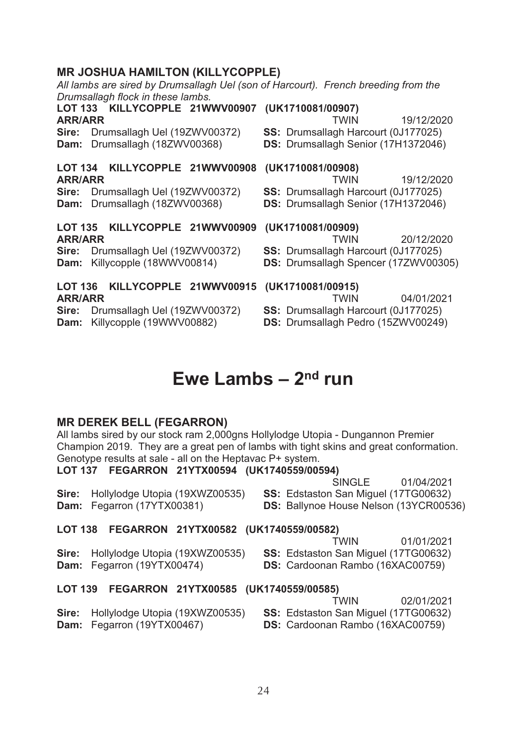### MR JOSHUA HAMILTON (KILLYCOPPLE)

*All lambs are sired by Drumsallagh Uel (son of Harcourt). French breeding from the Drumsallagh flock in these lambs.*

**LOT 133 KILLYCOPPLE 21WWV00907 (UK1710081/00907)**
**ARR/ARR** TWIN 19/12/2020
**Sire:** Drumsallagh Uel (19ZWV00372) **SS:** Drumsallagh Harcourt (0J177025)
**Dam:** Drumsallagh (18ZWV00368) **DS:** Drumsallagh Senior (17H1372046)

**LOT 134 KILLYCOPPLE 21WWV00908 (UK1710081/00908)**
**ARR/ARR** TWIN 19/12/2020
**Sire:** Drumsallagh Uel (19ZWV00372) **SS:** Drumsallagh Harcourt (0J177025)
**Dam:** Drumsallagh (18ZWV00368) **DS:** Drumsallagh Senior (17H1372046)

**LOT 135 KILLYCOPPLE 21WWV00909 (UK1710081/00909)**
**ARR/ARR** TWIN 20/12/2020
**Sire:** Drumsallagh Uel (19ZWV00372) **SS:** Drumsallagh Harcourt (0J177025)
**Dam:** Killycopple (18WWV00814) **DS:** Drumsallagh Spencer (17ZWV00305)

**LOT 136 KILLYCOPPLE 21WWV00915 (UK1710081/00915)**
**ARR/ARR** TWIN 04/01/2021
**Sire:** Drumsallagh Uel (19ZWV00372) **SS:** Drumsallagh Harcourt (0J177025)
**Dam:** Killycopple (19WWV00882) **DS:** Drumsallagh Pedro (15ZWV00249)

# Ewe Lambs – 2nd run

### MR DEREK BELL (FEGARRON)

All lambs sired by our stock ram 2,000gns Hollylodge Utopia - Dungannon Premier Champion 2019. They are a great pen of lambs with tight skins and great conformation. Genotype results at sale - all on the Heptavac P+ system.

**LOT 137 FEGARRON 21YTX00594 (UK1740559/00594)**
SINGLE 01/04/2021
**Sire:** Hollylodge Utopia (19XWZ00535) **SS:** Edstaston San Miguel (17TG00632)
**Dam:** Fegarron (17YTX00381) **DS:** Ballynoe House Nelson (13YCR00536)

**LOT 138 FEGARRON 21YTX00582 (UK1740559/00582)**
TWIN 01/01/2021
**Sire:** Hollylodge Utopia (19XWZ00535) **SS:** Edstaston San Miguel (17TG00632)
**Dam:** Fegarron (19YTX00474) **DS:** Cardoonan Rambo (16XAC00759)

**LOT 139 FEGARRON 21YTX00585 (UK1740559/00585)**
TWIN 02/01/2021
**Sire:** Hollylodge Utopia (19XWZ00535) **SS:** Edstaston San Miguel (17TG00632)
**Dam:** Fegarron (19YTX00467) **DS:** Cardoonan Rambo (16XAC00759)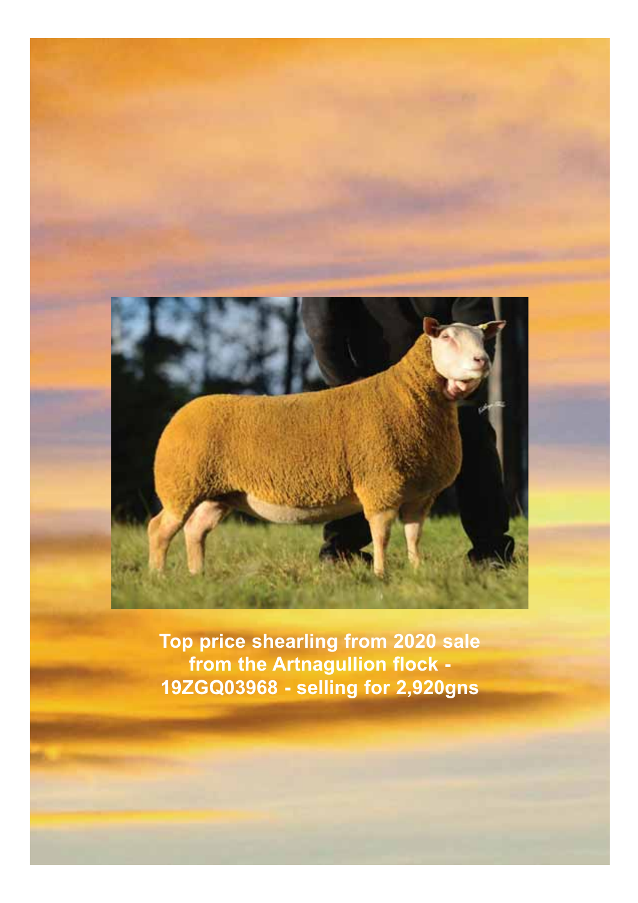**Top price shearling from 2020 sale from the Artnagullion flock - 19ZGQ03968 - selling for 2,920gns**